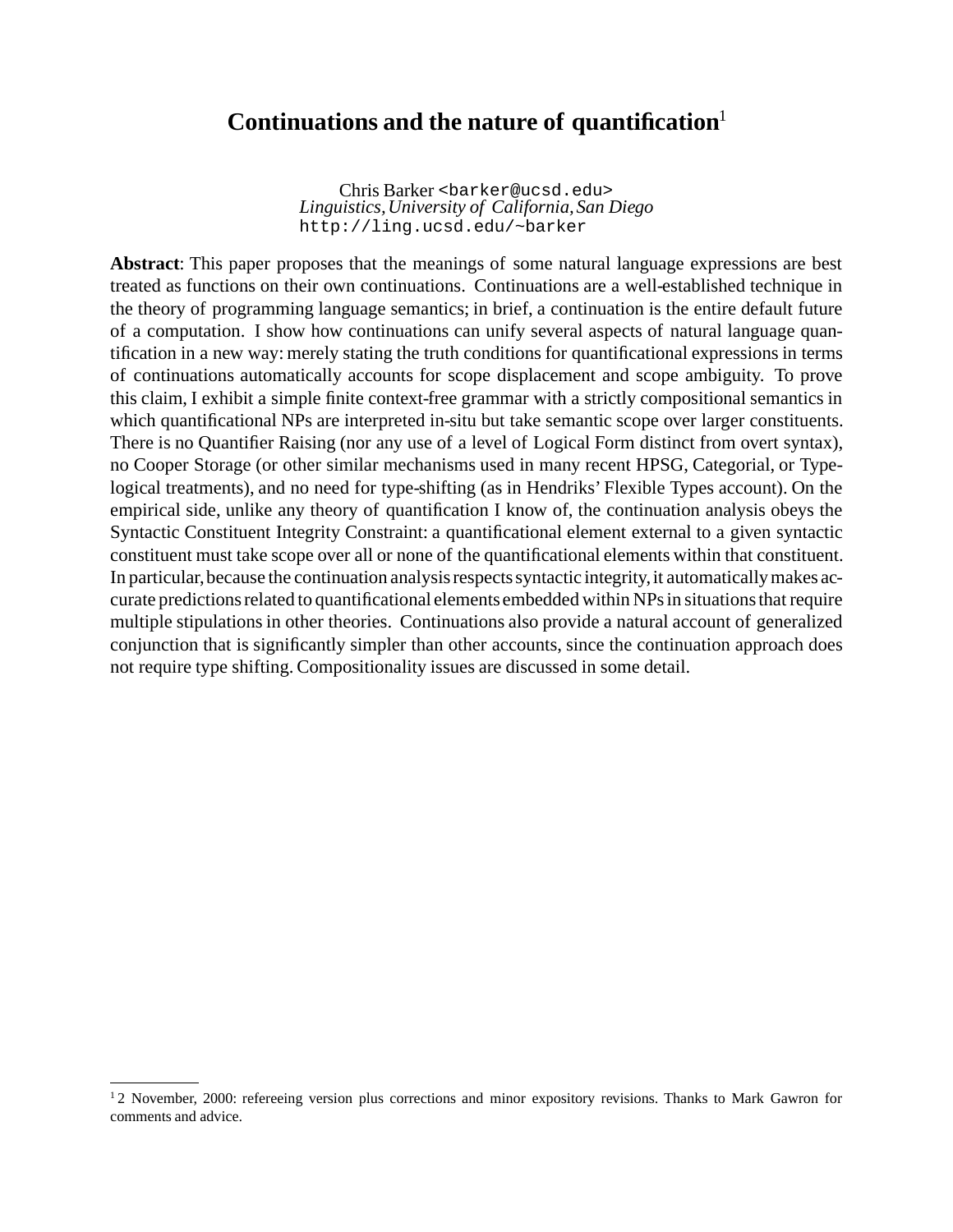# Continuations and the nature of quantification[1]

Chris Barker <barker@ucsd.edu>
*Linguistics, University of California, San Diego*
http://ling.ucsd.edu/~barker

**Abstract**: This paper proposes that the meanings of some natural language expressions are best treated as functions on their own continuations. Continuations are a well-established technique in the theory of programming language semantics; in brief, a continuation is the entire default future of a computation. I show how continuations can unify several aspects of natural language quantification in a new way: merely stating the truth conditions for quantificational expressions in terms of continuations automatically accounts for scope displacement and scope ambiguity. To prove this claim, I exhibit a simple finite context-free grammar with a strictly compositional semantics in which quantificational NPs are interpreted in-situ but take semantic scope over larger constituents. There is no Quantifier Raising (nor any use of a level of Logical Form distinct from overt syntax), no Cooper Storage (or other similar mechanisms used in many recent HPSG, Categorial, or Type-logical treatments), and no need for type-shifting (as in Hendriks' Flexible Types account). On the empirical side, unlike any theory of quantification I know of, the continuation analysis obeys the Syntactic Constituent Integrity Constraint: a quantificational element external to a given syntactic constituent must take scope over all or none of the quantificational elements within that constituent. In particular, because the continuation analysis respects syntactic integrity, it automatically makes accurate predictions related to quantificational elements embedded within NPs in situations that require multiple stipulations in other theories. Continuations also provide a natural account of generalized conjunction that is significantly simpler than other accounts, since the continuation approach does not require type shifting. Compositionality issues are discussed in some detail.

[1] 2 November, 2000: refereeing version plus corrections and minor expository revisions. Thanks to Mark Gawron for comments and advice.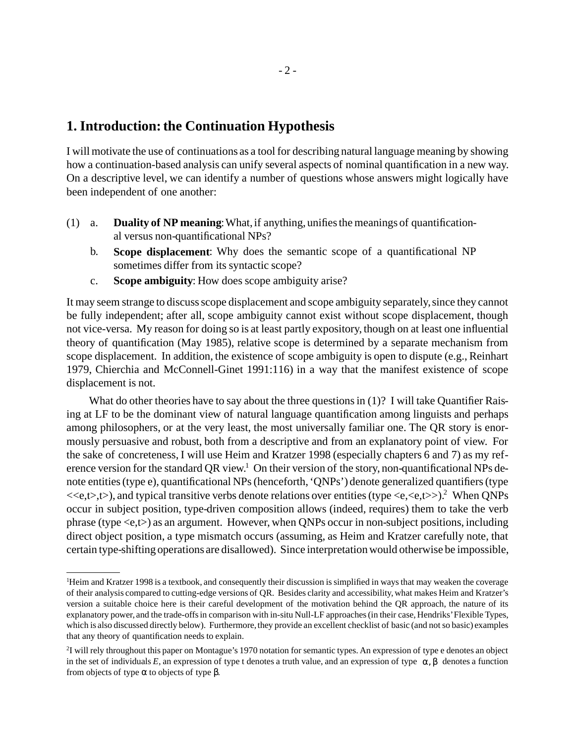## 1. Introduction: the Continuation Hypothesis

I will motivate the use of continuations as a tool for describing natural language meaning by showing how a continuation-based analysis can unify several aspects of nominal quantification in a new way. On a descriptive level, we can identify a number of questions whose answers might logically have been independent of one another:

(1) a. **Duality of NP meaning**: What, if anything, unifies the meanings of quantificational versus non-quantificational NPs?

b. **Scope displacement**: Why does the semantic scope of a quantificational NP sometimes differ from its syntactic scope?

c. **Scope ambiguity**: How does scope ambiguity arise?

It may seem strange to discuss scope displacement and scope ambiguity separately, since they cannot be fully independent; after all, scope ambiguity cannot exist without scope displacement, though not vice-versa. My reason for doing so is at least partly expository, though on at least one influential theory of quantification (May 1985), relative scope is determined by a separate mechanism from scope displacement. In addition, the existence of scope ambiguity is open to dispute (e.g., Reinhart 1979, Chierchia and McConnell-Ginet 1991:116) in a way that the manifest existence of scope displacement is not.

What do other theories have to say about the three questions in (1)? I will take Quantifier Raising at LF to be the dominant view of natural language quantification among linguists and perhaps among philosophers, or at the very least, the most universally familiar one. The QR story is enormously persuasive and robust, both from a descriptive and from an explanatory point of view. For the sake of concreteness, I will use Heim and Kratzer 1998 (especially chapters 6 and 7) as my reference version for the standard QR view.[1] On their version of the story, non-quantificational NPs denote entities (type e), quantificational NPs (henceforth, 'QNPs') denote generalized quantifiers (type <<e,t>,t>), and typical transitive verbs denote relations over entities (type <e,<e,t>>).[2] When QNPs occur in subject position, type-driven composition allows (indeed, requires) them to take the verb phrase (type <e,t>) as an argument. However, when QNPs occur in non-subject positions, including direct object position, a type mismatch occurs (assuming, as Heim and Kratzer carefully note, that certain type-shifting operations are disallowed). Since interpretation would otherwise be impossible,

---

[1] Heim and Kratzer 1998 is a textbook, and consequently their discussion is simplified in ways that may weaken the coverage of their analysis compared to cutting-edge versions of QR. Besides clarity and accessibility, what makes Heim and Kratzer's version a suitable choice here is their careful development of the motivation behind the QR approach, the nature of its explanatory power, and the trade-offs in comparison with in-situ Null-LF approaches (in their case, Hendriks' Flexible Types, which is also discussed directly below). Furthermore, they provide an excellent checklist of basic (and not so basic) examples that any theory of quantification needs to explain.

[2] I will rely throughout this paper on Montague's 1970 notation for semantic types. An expression of type e denotes an object in the set of individuals *E*, an expression of type t denotes a truth value, and an expression of type $\alpha, \beta$ denotes a function from objects of type $\alpha$ to objects of type $\beta$.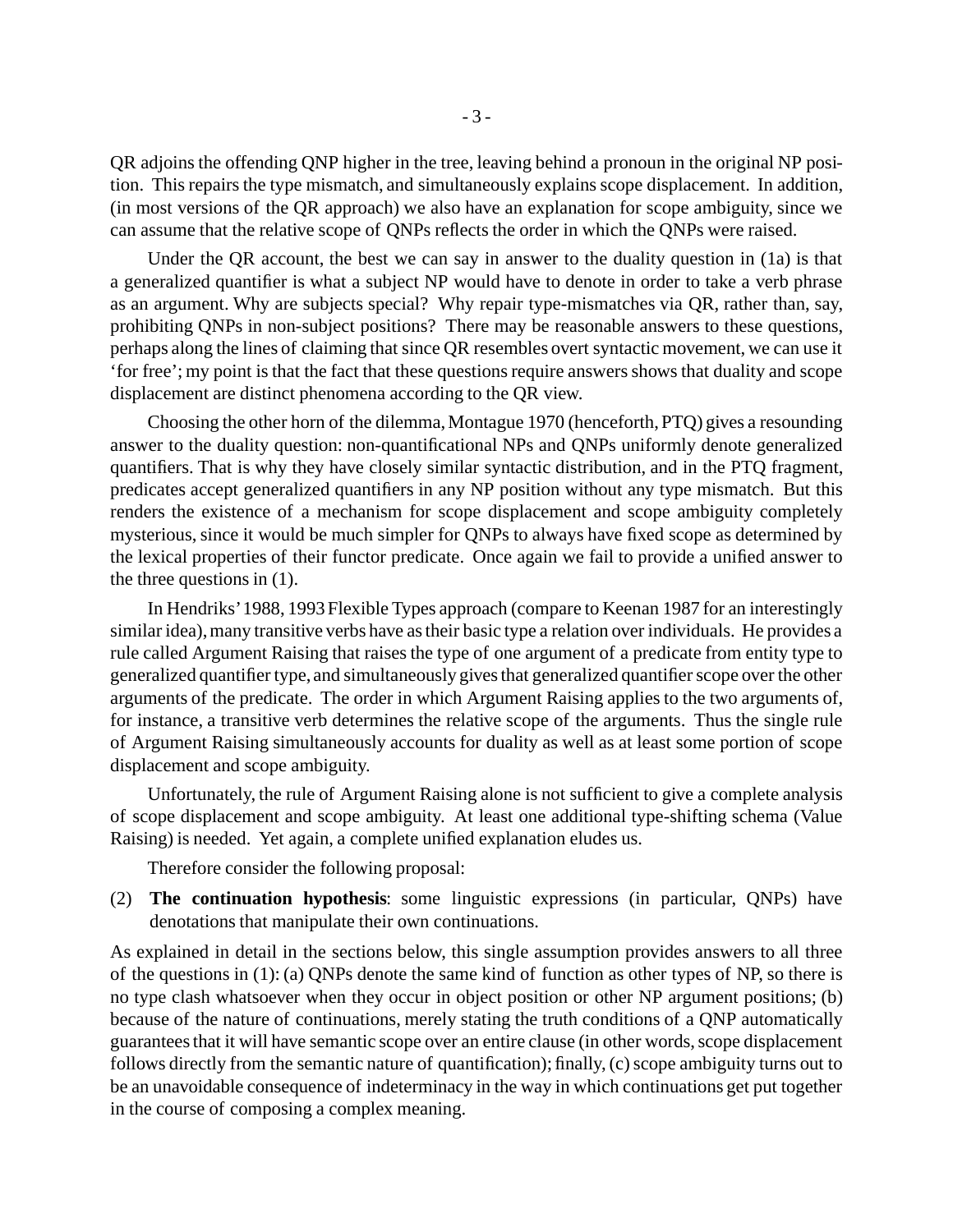QR adjoins the offending QNP higher in the tree, leaving behind a pronoun in the original NP position. This repairs the type mismatch, and simultaneously explains scope displacement. In addition, (in most versions of the QR approach) we also have an explanation for scope ambiguity, since we can assume that the relative scope of QNPs reflects the order in which the QNPs were raised.

Under the QR account, the best we can say in answer to the duality question in (1a) is that a generalized quantifier is what a subject NP would have to denote in order to take a verb phrase as an argument. Why are subjects special? Why repair type-mismatches via QR, rather than, say, prohibiting QNPs in non-subject positions? There may be reasonable answers to these questions, perhaps along the lines of claiming that since QR resembles overt syntactic movement, we can use it 'for free'; my point is that the fact that these questions require answers shows that duality and scope displacement are distinct phenomena according to the QR view.

Choosing the other horn of the dilemma, Montague 1970 (henceforth, PTQ) gives a resounding answer to the duality question: non-quantificational NPs and QNPs uniformly denote generalized quantifiers. That is why they have closely similar syntactic distribution, and in the PTQ fragment, predicates accept generalized quantifiers in any NP position without any type mismatch. But this renders the existence of a mechanism for scope displacement and scope ambiguity completely mysterious, since it would be much simpler for QNPs to always have fixed scope as determined by the lexical properties of their functor predicate. Once again we fail to provide a unified answer to the three questions in (1).

In Hendriks' 1988, 1993 Flexible Types approach (compare to Keenan 1987 for an interestingly similar idea), many transitive verbs have as their basic type a relation over individuals. He provides a rule called Argument Raising that raises the type of one argument of a predicate from entity type to generalized quantifier type, and simultaneously gives that generalized quantifier scope over the other arguments of the predicate. The order in which Argument Raising applies to the two arguments of, for instance, a transitive verb determines the relative scope of the arguments. Thus the single rule of Argument Raising simultaneously accounts for duality as well as at least some portion of scope displacement and scope ambiguity.

Unfortunately, the rule of Argument Raising alone is not sufficient to give a complete analysis of scope displacement and scope ambiguity. At least one additional type-shifting schema (Value Raising) is needed. Yet again, a complete unified explanation eludes us.

Therefore consider the following proposal:

(2) **The continuation hypothesis**: some linguistic expressions (in particular, QNPs) have denotations that manipulate their own continuations.

As explained in detail in the sections below, this single assumption provides answers to all three of the questions in (1): (a) QNPs denote the same kind of function as other types of NP, so there is no type clash whatsoever when they occur in object position or other NP argument positions; (b) because of the nature of continuations, merely stating the truth conditions of a QNP automatically guarantees that it will have semantic scope over an entire clause (in other words, scope displacement follows directly from the semantic nature of quantification); finally, (c) scope ambiguity turns out to be an unavoidable consequence of indeterminacy in the way in which continuations get put together in the course of composing a complex meaning.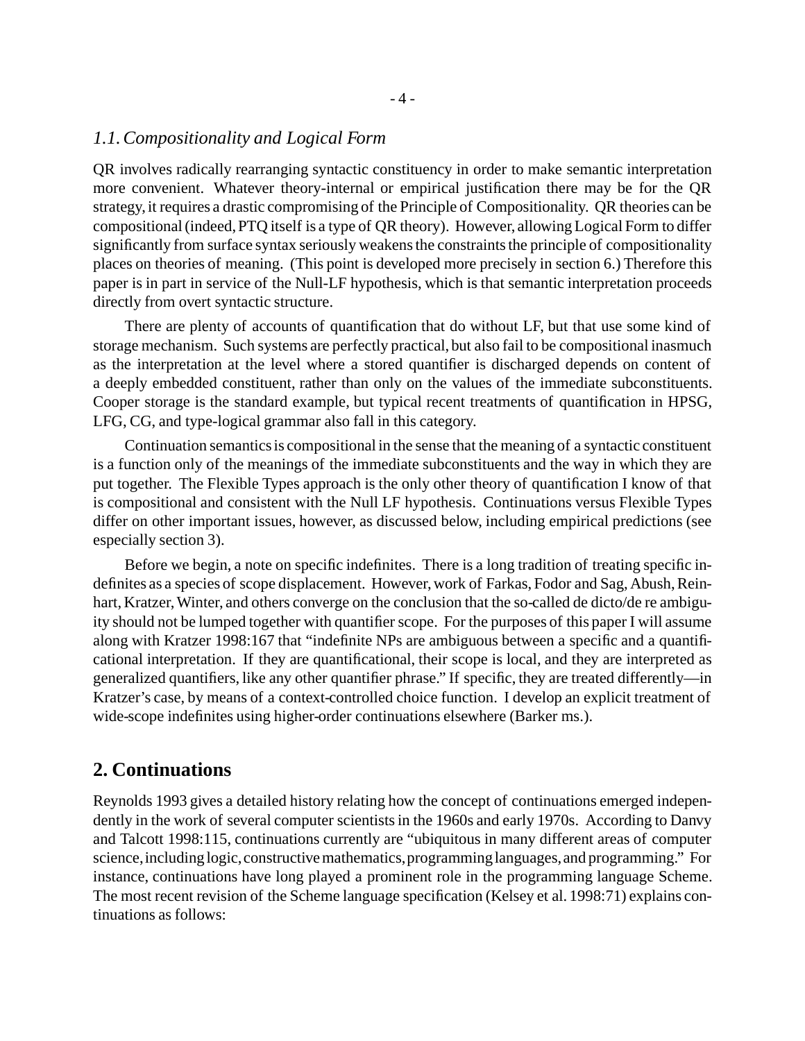### *1.1. Compositionality and Logical Form*

QR involves radically rearranging syntactic constituency in order to make semantic interpretation more convenient. Whatever theory-internal or empirical justification there may be for the QR strategy, it requires a drastic compromising of the Principle of Compositionality. QR theories can be compositional (indeed, PTQ itself is a type of QR theory). However, allowing Logical Form to differ significantly from surface syntax seriously weakens the constraints the principle of compositionality places on theories of meaning. (This point is developed more precisely in section 6.) Therefore this paper is in part in service of the Null-LF hypothesis, which is that semantic interpretation proceeds directly from overt syntactic structure.

There are plenty of accounts of quantification that do without LF, but that use some kind of storage mechanism. Such systems are perfectly practical, but also fail to be compositional inasmuch as the interpretation at the level where a stored quantifier is discharged depends on content of a deeply embedded constituent, rather than only on the values of the immediate subconstituents. Cooper storage is the standard example, but typical recent treatments of quantification in HPSG, LFG, CG, and type-logical grammar also fall in this category.

Continuation semantics is compositional in the sense that the meaning of a syntactic constituent is a function only of the meanings of the immediate subconstituents and the way in which they are put together. The Flexible Types approach is the only other theory of quantification I know of that is compositional and consistent with the Null LF hypothesis. Continuations versus Flexible Types differ on other important issues, however, as discussed below, including empirical predictions (see especially section 3).

Before we begin, a note on specific indefinites. There is a long tradition of treating specific indefinites as a species of scope displacement. However, work of Farkas, Fodor and Sag, Abush, Reinhart, Kratzer, Winter, and others converge on the conclusion that the so-called de dicto/de re ambiguity should not be lumped together with quantifier scope. For the purposes of this paper I will assume along with Kratzer 1998:167 that "indefinite NPs are ambiguous between a specific and a quantificational interpretation. If they are quantificational, their scope is local, and they are interpreted as generalized quantifiers, like any other quantifier phrase." If specific, they are treated differently—in Kratzer's case, by means of a context-controlled choice function. I develop an explicit treatment of wide-scope indefinites using higher-order continuations elsewhere (Barker ms.).

## 2. Continuations

Reynolds 1993 gives a detailed history relating how the concept of continuations emerged independently in the work of several computer scientists in the 1960s and early 1970s. According to Danvy and Talcott 1998:115, continuations currently are "ubiquitous in many different areas of computer science, including logic, constructive mathematics, programming languages, and programming." For instance, continuations have long played a prominent role in the programming language Scheme. The most recent revision of the Scheme language specification (Kelsey et al. 1998:71) explains continuations as follows: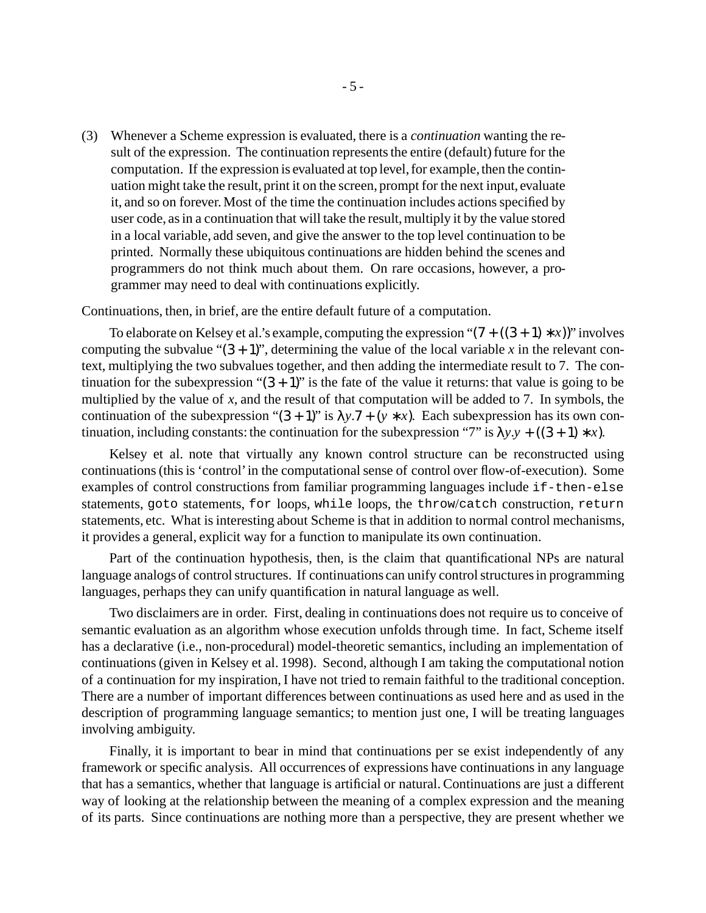(3) Whenever a Scheme expression is evaluated, there is a *continuation* wanting the result of the expression. The continuation represents the entire (default) future for the computation. If the expression is evaluated at top level, for example, then the continuation might take the result, print it on the screen, prompt for the next input, evaluate it, and so on forever. Most of the time the continuation includes actions specified by user code, as in a continuation that will take the result, multiply it by the value stored in a local variable, add seven, and give the answer to the top level continuation to be printed. Normally these ubiquitous continuations are hidden behind the scenes and programmers do not think much about them. On rare occasions, however, a programmer may need to deal with continuations explicitly.

Continuations, then, in brief, are the entire default future of a computation.

To elaborate on Kelsey et al.'s example, computing the expression "$(7 + ((3 + 1) * x))$" involves computing the subvalue "$(3 + 1)$", determining the value of the local variable $x$ in the relevant context, multiplying the two subvalues together, and then adding the intermediate result to 7. The continuation for the subexpression "$(3 + 1)$" is the fate of the value it returns: that value is going to be multiplied by the value of $x$, and the result of that computation will be added to 7. In symbols, the continuation of the subexpression "$(3 + 1)$" is $\lambda y.7 + (y * x)$. Each subexpression has its own continuation, including constants: the continuation for the subexpression "7" is $\lambda y.y + ((3 + 1) * x)$.

Kelsey et al. note that virtually any known control structure can be reconstructed using continuations (this is 'control' in the computational sense of control over flow-of-execution). Some examples of control constructions from familiar programming languages include `if-then-else` statements, `goto` statements, `for` loops, `while` loops, the `throw`/`catch` construction, `return` statements, etc. What is interesting about Scheme is that in addition to normal control mechanisms, it provides a general, explicit way for a function to manipulate its own continuation.

Part of the continuation hypothesis, then, is the claim that quantificational NPs are natural language analogs of control structures. If continuations can unify control structures in programming languages, perhaps they can unify quantification in natural language as well.

Two disclaimers are in order. First, dealing in continuations does not require us to conceive of semantic evaluation as an algorithm whose execution unfolds through time. In fact, Scheme itself has a declarative (i.e., non-procedural) model-theoretic semantics, including an implementation of continuations (given in Kelsey et al. 1998). Second, although I am taking the computational notion of a continuation for my inspiration, I have not tried to remain faithful to the traditional conception. There are a number of important differences between continuations as used here and as used in the description of programming language semantics; to mention just one, I will be treating languages involving ambiguity.

Finally, it is important to bear in mind that continuations per se exist independently of any framework or specific analysis. All occurrences of expressions have continuations in any language that has a semantics, whether that language is artificial or natural. Continuations are just a different way of looking at the relationship between the meaning of a complex expression and the meaning of its parts. Since continuations are nothing more than a perspective, they are present whether we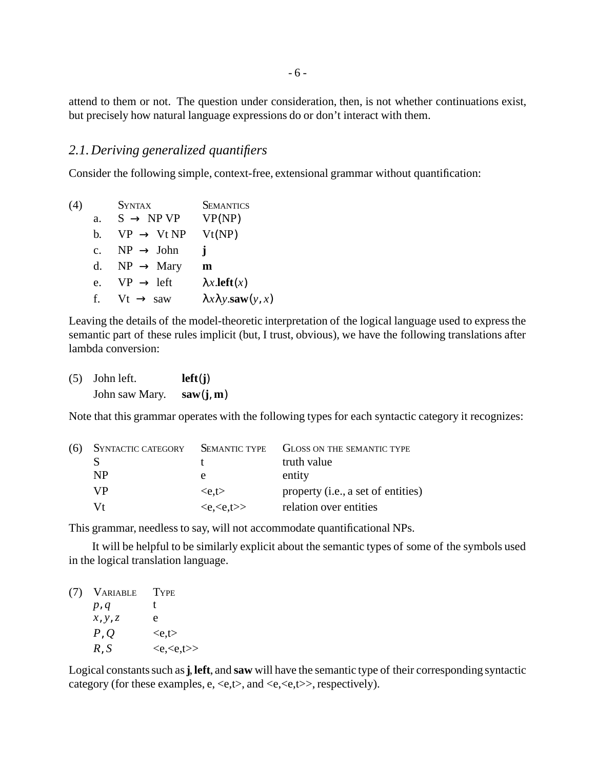attend to them or not. The question under consideration, then, is not whether continuations exist, but precisely how natural language expressions do or don't interact with them.

## 2.1. *Deriving generalized quantifiers*

Consider the following simple, context-free, extensional grammar without quantification:

(4)

| | SYNTAX | SEMANTICS |
|---|---|---|
| a. | S $\rightarrow$ NP VP | VP(NP) |
| b. | VP $\rightarrow$ Vt NP | Vt(NP) |
| c. | NP $\rightarrow$ John | **j** |
| d. | NP $\rightarrow$ Mary | **m** |
| e. | VP $\rightarrow$ left | $\lambda x.\mathbf{left}(x)$ |
| f. | Vt $\rightarrow$ saw | $\lambda x \lambda y.\mathbf{saw}(y, x)$ |

Leaving the details of the model-theoretic interpretation of the logical language used to express the semantic part of these rules implicit (but, I trust, obvious), we have the following translations after lambda conversion:

(5)

| | |
|---|---|
| John left. | $\mathbf{left}(\mathbf{j})$ |
| John saw Mary. | $\mathbf{saw}(\mathbf{j}, \mathbf{m})$ |

Note that this grammar operates with the following types for each syntactic category it recognizes:

(6)

| SYNTACTIC CATEGORY | SEMANTIC TYPE | GLOSS ON THE SEMANTIC TYPE |
|---|---|---|
| S | t | truth value |
| NP | e | entity |
| VP | <e,t> | property (i.e., a set of entities) |
| Vt | <e,<e,t>> | relation over entities |

This grammar, needless to say, will not accommodate quantificational NPs.

It will be helpful to be similarly explicit about the semantic types of some of the symbols used in the logical translation language.

(7)

| VARIABLE | TYPE |
|---|---|
| $p, q$ | t |
| $x, y, z$ | e |
| $P, Q$ | <e,t> |
| $R, S$ | <e,<e,t>> |

Logical constants such as **j**, **left**, and **saw** will have the semantic type of their corresponding syntactic category (for these examples, e, <e,t>, and <e,<e,t>>, respectively).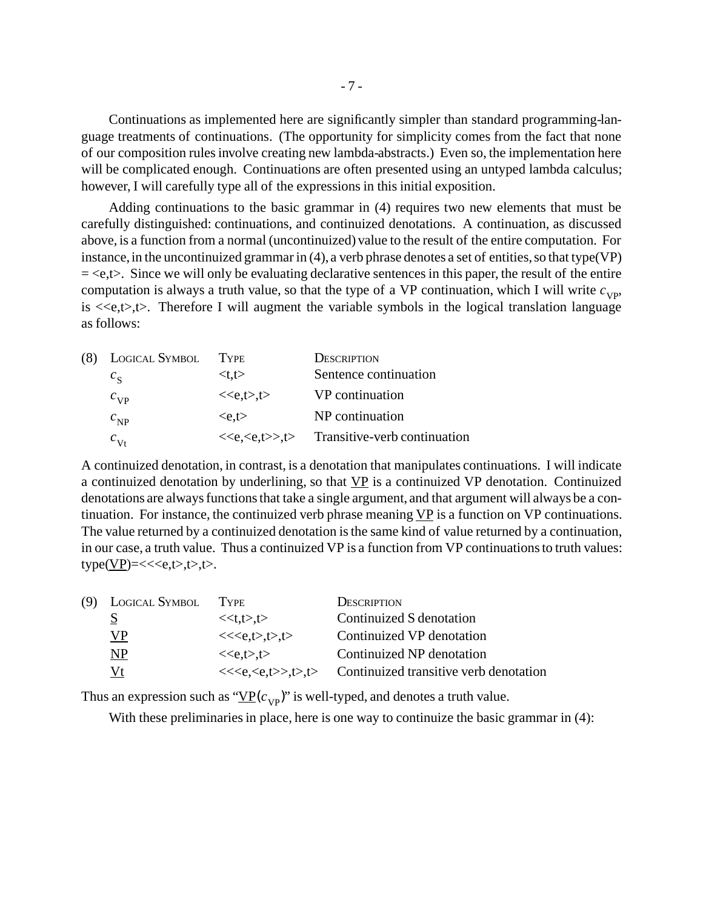Continuations as implemented here are significantly simpler than standard programming-language treatments of continuations. (The opportunity for simplicity comes from the fact that none of our composition rules involve creating new lambda-abstracts.) Even so, the implementation here will be complicated enough. Continuations are often presented using an untyped lambda calculus; however, I will carefully type all of the expressions in this initial exposition.

Adding continuations to the basic grammar in (4) requires two new elements that must be carefully distinguished: continuations, and continuized denotations. A continuation, as discussed above, is a function from a normal (uncontinuized) value to the result of the entire computation. For instance, in the uncontinuized grammar in (4), a verb phrase denotes a set of entities, so that type(VP) = <e,t>. Since we will only be evaluating declarative sentences in this paper, the result of the entire computation is always a truth value, so that the type of a VP continuation, which I will write $c_{\mathrm{VP}}$, is <<e,t>,t>. Therefore I will augment the variable symbols in the logical translation language as follows:

| (8) | LOGICAL SYMBOL | TYPE | DESCRIPTION |
|---|---|---|---|
| | $c_{\mathrm{S}}$ | <t,t> | Sentence continuation |
| | $c_{\mathrm{VP}}$ | <<e,t>,t> | VP continuation |
| | $c_{\mathrm{NP}}$ | <e,t> | NP continuation |
| | $c_{\mathrm{Vt}}$ | <<e,<e,t>>,t> | Transitive-verb continuation |

A continuized denotation, in contrast, is a denotation that manipulates continuations. I will indicate a continuized denotation by underlining, so that $\underline{\mathrm{VP}}$ is a continuized VP denotation. Continuized denotations are always functions that take a single argument, and that argument will always be a continuation. For instance, the continuized verb phrase meaning $\underline{\mathrm{VP}}$ is a function on VP continuations. The value returned by a continuized denotation is the same kind of value returned by a continuation, in our case, a truth value. Thus a continuized VP is a function from VP continuations to truth values: type($\underline{\mathrm{VP}}$)=<<<e,t>,t>,t>.

| (9) | LOGICAL SYMBOL | TYPE | DESCRIPTION |
|---|---|---|---|
| | $\underline{\mathrm{S}}$ | <<t,t>,t> | Continuized S denotation |
| | $\underline{\mathrm{VP}}$ | <<<e,t>,t>,t> | Continuized VP denotation |
| | $\underline{\mathrm{NP}}$ | <<e,t>,t> | Continuized NP denotation |
| | $\underline{\mathrm{Vt}}$ | <<<e,<e,t>>,t>,t> | Continuized transitive verb denotation |

Thus an expression such as "$\underline{\mathrm{VP}}(c_{\mathrm{VP}})$" is well-typed, and denotes a truth value.

With these preliminaries in place, here is one way to continuize the basic grammar in (4):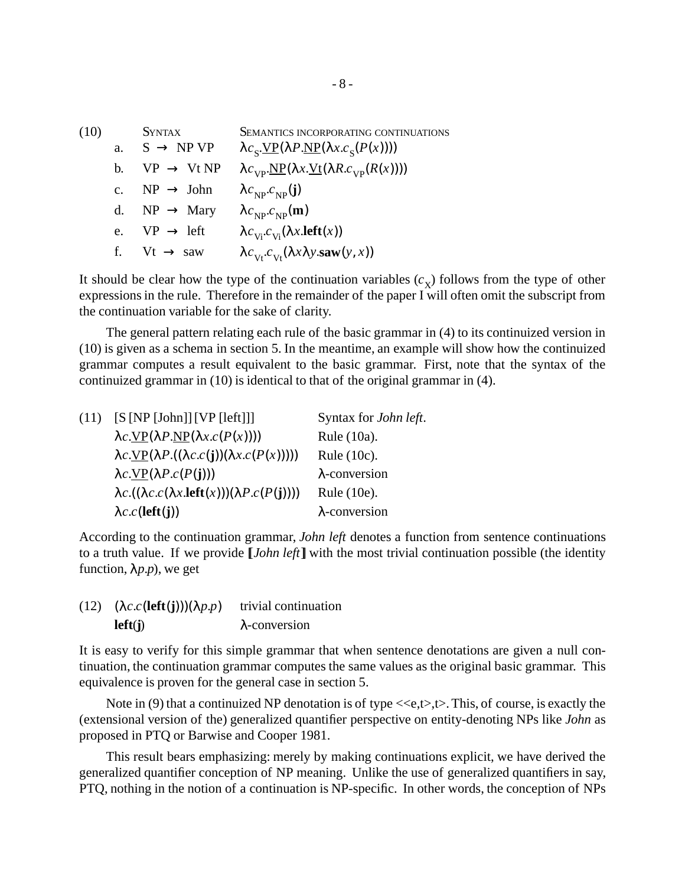(10)

| | Syntax | Semantics incorporating continuations |
|---|---|---|
| a. | S → NP VP | $\lambda c_S.\underline{\text{VP}}(\lambda P.\underline{\text{NP}}(\lambda x.c_S(P(x))))$ |
| b. | VP → Vt NP | $\lambda c_{VP}.\underline{\text{NP}}(\lambda x.\underline{\text{Vt}}(\lambda R.c_{VP}(R(x))))$ |
| c. | NP → John | $\lambda c_{NP}.c_{NP}(\mathbf{j})$ |
| d. | NP → Mary | $\lambda c_{NP}.c_{NP}(\mathbf{m})$ |
| e. | VP → left | $\lambda c_{Vi}.c_{Vi}(\lambda x.\mathbf{left}(x))$ |
| f. | Vt → saw | $\lambda c_{Vt}.c_{Vt}(\lambda x \lambda y.\mathbf{saw}(y,x))$ |

It should be clear how the type of the continuation variables ($c_X$) follows from the type of other expressions in the rule. Therefore in the remainder of the paper I will often omit the subscript from the continuation variable for the sake of clarity.

The general pattern relating each rule of the basic grammar in (4) to its continuized version in (10) is given as a schema in section 5. In the meantime, an example will show how the continuized grammar computes a result equivalent to the basic grammar. First, note that the syntax of the continuized grammar in (10) is identical to that of the original grammar in (4).

(11)

| | |
|---|---|
| [S [NP [John]] [VP [left]]] | Syntax for *John left*. |
| $\lambda c.\underline{\text{VP}}(\lambda P.\underline{\text{NP}}(\lambda x.c(P(x))))$ | Rule (10a). |
| $\lambda c.\underline{\text{VP}}(\lambda P.((\lambda c.c(\mathbf{j}))(\lambda x.c(P(x)))))$ | Rule (10c). |
| $\lambda c.\underline{\text{VP}}(\lambda P.c(P(\mathbf{j})))$ | λ-conversion |
| $\lambda c.((\lambda c.c(\lambda x.\mathbf{left}(x)))(\lambda P.c(P(\mathbf{j}))))$ | Rule (10e). |
| $\lambda c.c(\mathbf{left}(\mathbf{j}))$ | λ-conversion |

According to the continuation grammar, *John left* denotes a function from sentence continuations to a truth value. If we provide ⟦*John left*⟧ with the most trivial continuation possible (the identity function, $\lambda p.p$), we get

(12)

| | |
|---|---|
| $(\lambda c.c(\mathbf{left}(\mathbf{j})))(\lambda p.p)$ | trivial continuation |
| $\mathbf{left}(\mathbf{j})$ | λ-conversion |

It is easy to verify for this simple grammar that when sentence denotations are given a null continuation, the continuation grammar computes the same values as the original basic grammar. This equivalence is proven for the general case in section 5.

Note in (9) that a continuized NP denotation is of type <<e,t>,t>. This, of course, is exactly the (extensional version of the) generalized quantifier perspective on entity-denoting NPs like *John* as proposed in PTQ or Barwise and Cooper 1981.

This result bears emphasizing: merely by making continuations explicit, we have derived the generalized quantifier conception of NP meaning. Unlike the use of generalized quantifiers in say, PTQ, nothing in the notion of a continuation is NP-specific. In other words, the conception of NPs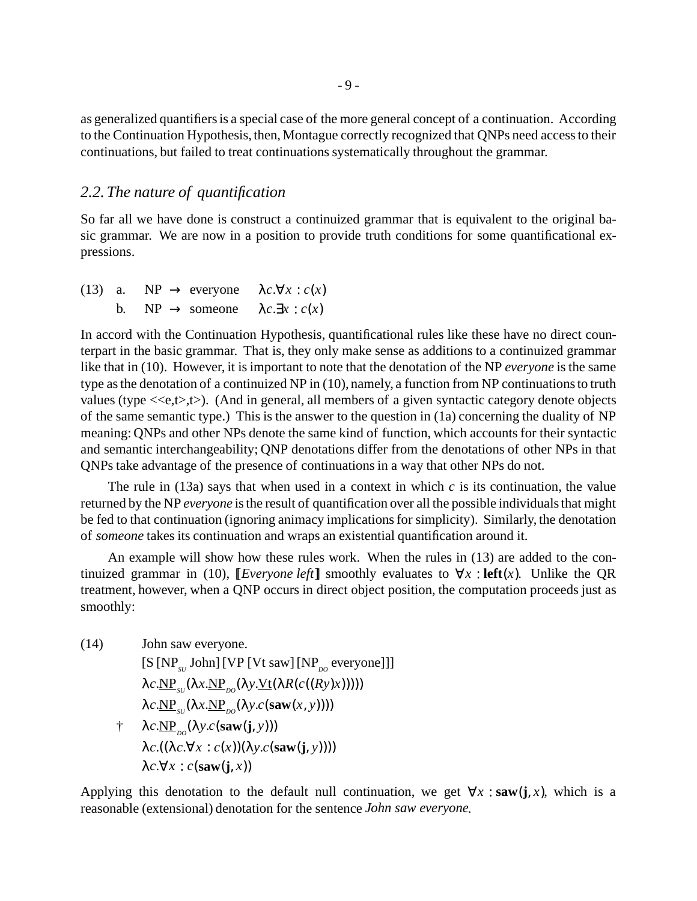as generalized quantifiers is a special case of the more general concept of a continuation. According to the Continuation Hypothesis, then, Montague correctly recognized that QNPs need access to their continuations, but failed to treat continuations systematically throughout the grammar.

## *2.2. The nature of quantification*

So far all we have done is construct a continuized grammar that is equivalent to the original basic grammar. We are now in a position to provide truth conditions for some quantificational expressions.

(13) a. NP → everyone $\lambda c.\forall x : c(x)$

b. NP → someone $\lambda c.\exists x : c(x)$

In accord with the Continuation Hypothesis, quantificational rules like these have no direct counterpart in the basic grammar. That is, they only make sense as additions to a continuized grammar like that in (10). However, it is important to note that the denotation of the NP *everyone* is the same type as the denotation of a continuized NP in (10), namely, a function from NP continuations to truth values (type <<e,t>,t>). (And in general, all members of a given syntactic category denote objects of the same semantic type.) This is the answer to the question in (1a) concerning the duality of NP meaning: QNPs and other NPs denote the same kind of function, which accounts for their syntactic and semantic interchangeability; QNP denotations differ from the denotations of other NPs in that QNPs take advantage of the presence of continuations in a way that other NPs do not.

The rule in (13a) says that when used in a context in which $c$ is its continuation, the value returned by the NP *everyone* is the result of quantification over all the possible individuals that might be fed to that continuation (ignoring animacy implications for simplicity). Similarly, the denotation of *someone* takes its continuation and wraps an existential quantification around it.

An example will show how these rules work. When the rules in (13) are added to the continuized grammar in (10), $[\![$*Everyone left*$]\!]$ smoothly evaluates to $\forall x : \mathbf{left}(x)$. Unlike the QR treatment, however, when a QNP occurs in direct object position, the computation proceeds just as smoothly:

(14) John saw everyone.

[S [NP$_{SU}$ John] [VP [Vt saw] [NP$_{DO}$ everyone]]]

$\lambda c.\underline{\mathrm{NP}}_{SU}(\lambda x.\underline{\mathrm{NP}}_{DO}(\lambda y.\underline{\mathrm{Vt}}(\lambda R(c((Ry)x)))))$

$\lambda c.\underline{\mathrm{NP}}_{SU}(\lambda x.\underline{\mathrm{NP}}_{DO}(\lambda y.c(\mathbf{saw}(x, y))))$

† $\lambda c.\underline{\mathrm{NP}}_{DO}(\lambda y.c(\mathbf{saw}(\mathbf{j}, y)))$

$\lambda c.((\lambda c.\forall x : c(x))(\lambda y.c(\mathbf{saw}(\mathbf{j}, y))))$

$\lambda c.\forall x : c(\mathbf{saw}(\mathbf{j}, x))$

Applying this denotation to the default null continuation, we get $\forall x : \mathbf{saw}(\mathbf{j}, x)$, which is a reasonable (extensional) denotation for the sentence *John saw everyone.*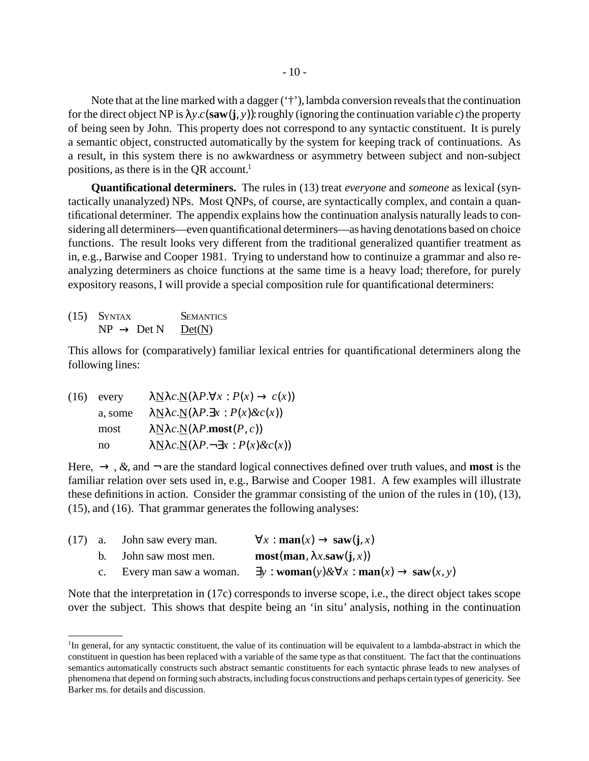Note that at the line marked with a dagger ('†'), lambda conversion reveals that the continuation for the direct object NP is $\lambda y.c(\mathbf{saw}(\mathbf{j}, y))$: roughly (ignoring the continuation variable $c$) the property of being seen by John. This property does not correspond to any syntactic constituent. It is purely a semantic object, constructed automatically by the system for keeping track of continuations. As a result, in this system there is no awkwardness or asymmetry between subject and non-subject positions, as there is in the QR account.[1]

**Quantificational determiners.** The rules in (13) treat *everyone* and *someone* as lexical (syntactically unanalyzed) NPs. Most QNPs, of course, are syntactically complex, and contain a quantificational determiner. The appendix explains how the continuation analysis naturally leads to considering all determiners—even quantificational determiners—as having denotations based on choice functions. The result looks very different from the traditional generalized quantifier treatment as in, e.g., Barwise and Cooper 1981. Trying to understand how to continuize a grammar and also reanalyzing determiners as choice functions at the same time is a heavy load; therefore, for purely expository reasons, I will provide a special composition rule for quantificational determiners:

(15) | SYNTAX | SEMANTICS
--- | --- | ---
 | NP → Det N | $\underline{\text{Det}}(\underline{\text{N}})$

This allows for (comparatively) familiar lexical entries for quantificational determiners along the following lines:

(16) every $\quad \lambda \underline{\text{N}} \lambda c.\underline{\text{N}}(\lambda P.\forall x : P(x) \rightarrow c(x))$
a, some $\quad \lambda \underline{\text{N}} \lambda c.\underline{\text{N}}(\lambda P.\exists x : P(x) \& c(x))$
most $\quad \lambda \underline{\text{N}} \lambda c.\underline{\text{N}}(\lambda P.\mathbf{most}(P, c))$
no $\quad \lambda \underline{\text{N}} \lambda c.\underline{\text{N}}(\lambda P.\neg \exists x : P(x) \& c(x))$

Here, $\rightarrow$, &, and $\neg$ are the standard logical connectives defined over truth values, and **most** is the familiar relation over sets used in, e.g., Barwise and Cooper 1981. A few examples will illustrate these definitions in action. Consider the grammar consisting of the union of the rules in (10), (13), (15), and (16). That grammar generates the following analyses:

(17) a. John saw every man. $\quad \forall x : \mathbf{man}(x) \rightarrow \mathbf{saw}(\mathbf{j}, x)$
b. John saw most men. $\quad \mathbf{most}(\mathbf{man}, \lambda x.\mathbf{saw}(\mathbf{j}, x))$
c. Every man saw a woman. $\quad \exists y : \mathbf{woman}(y) \& \forall x : \mathbf{man}(x) \rightarrow \mathbf{saw}(x, y)$

Note that the interpretation in (17c) corresponds to inverse scope, i.e., the direct object takes scope over the subject. This shows that despite being an 'in situ' analysis, nothing in the continuation

---

[1] In general, for any syntactic constituent, the value of its continuation will be equivalent to a lambda-abstract in which the constituent in question has been replaced with a variable of the same type as that constituent. The fact that the continuations semantics automatically constructs such abstract semantic constituents for each syntactic phrase leads to new analyses of phenomena that depend on forming such abstracts, including focus constructions and perhaps certain types of genericity. See Barker ms. for details and discussion.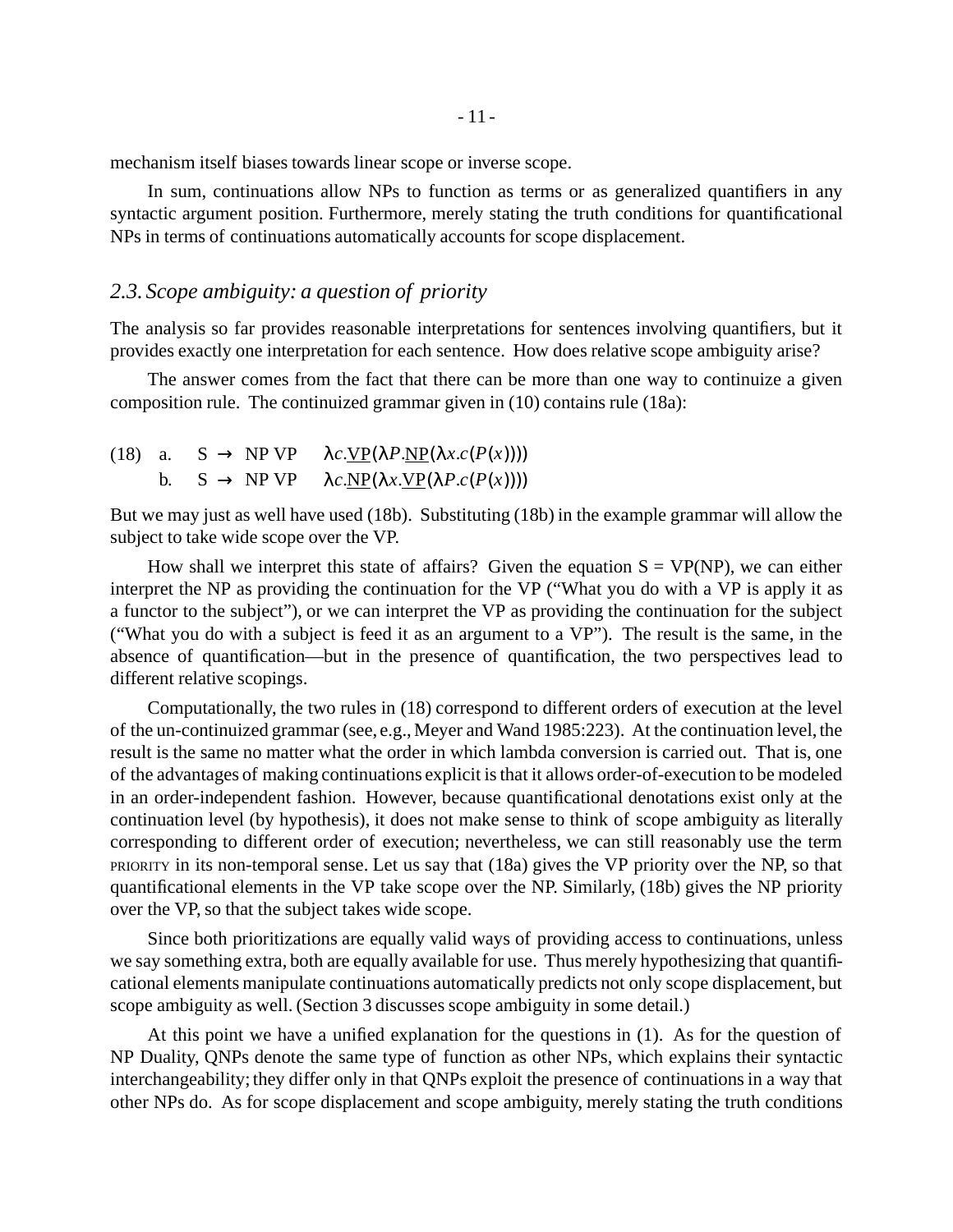mechanism itself biases towards linear scope or inverse scope.

In sum, continuations allow NPs to function as terms or as generalized quantifiers in any syntactic argument position. Furthermore, merely stating the truth conditions for quantificational NPs in terms of continuations automatically accounts for scope displacement.

## *2.3. Scope ambiguity: a question of priority*

The analysis so far provides reasonable interpretations for sentences involving quantifiers, but it provides exactly one interpretation for each sentence. How does relative scope ambiguity arise?

The answer comes from the fact that there can be more than one way to continuize a given composition rule. The continuized grammar given in (10) contains rule (18a):

(18) a. S → NP VP $\lambda c.\underline{\text{VP}}(\lambda P.\underline{\text{NP}}(\lambda x.c(P(x))))$

b. S → NP VP $\lambda c.\underline{\text{NP}}(\lambda x.\underline{\text{VP}}(\lambda P.c(P(x))))$

But we may just as well have used (18b). Substituting (18b) in the example grammar will allow the subject to take wide scope over the VP.

How shall we interpret this state of affairs? Given the equation S = VP(NP), we can either interpret the NP as providing the continuation for the VP ("What you do with a VP is apply it as a functor to the subject"), or we can interpret the VP as providing the continuation for the subject ("What you do with a subject is feed it as an argument to a VP"). The result is the same, in the absence of quantification—but in the presence of quantification, the two perspectives lead to different relative scopings.

Computationally, the two rules in (18) correspond to different orders of execution at the level of the un-continuized grammar (see, e.g., Meyer and Wand 1985:223). At the continuation level, the result is the same no matter what the order in which lambda conversion is carried out. That is, one of the advantages of making continuations explicit is that it allows order-of-execution to be modeled in an order-independent fashion. However, because quantificational denotations exist only at the continuation level (by hypothesis), it does not make sense to think of scope ambiguity as literally corresponding to different order of execution; nevertheless, we can still reasonably use the term PRIORITY in its non-temporal sense. Let us say that (18a) gives the VP priority over the NP, so that quantificational elements in the VP take scope over the NP. Similarly, (18b) gives the NP priority over the VP, so that the subject takes wide scope.

Since both prioritizations are equally valid ways of providing access to continuations, unless we say something extra, both are equally available for use. Thus merely hypothesizing that quantificational elements manipulate continuations automatically predicts not only scope displacement, but scope ambiguity as well. (Section 3 discusses scope ambiguity in some detail.)

At this point we have a unified explanation for the questions in (1). As for the question of NP Duality, QNPs denote the same type of function as other NPs, which explains their syntactic interchangeability; they differ only in that QNPs exploit the presence of continuations in a way that other NPs do. As for scope displacement and scope ambiguity, merely stating the truth conditions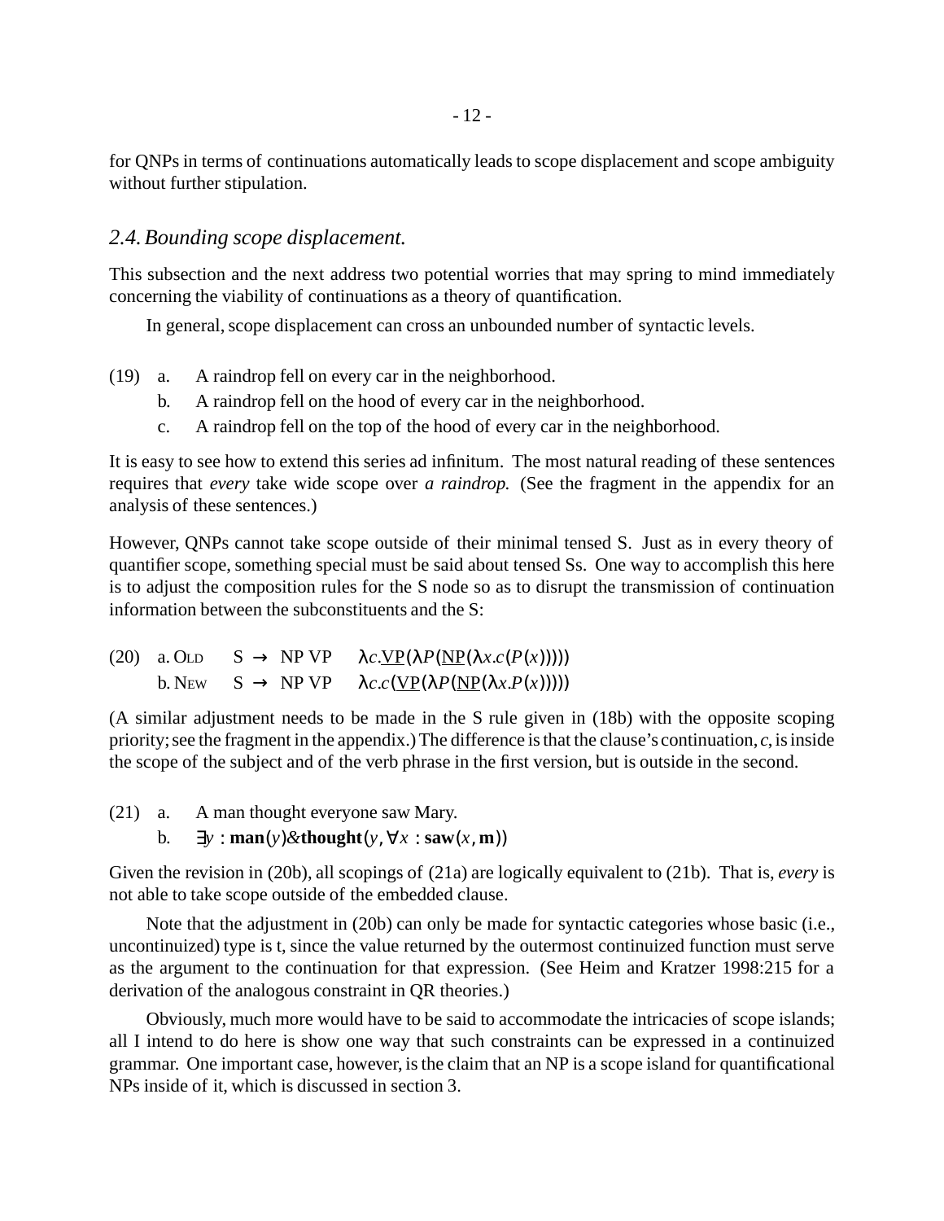for QNPs in terms of continuations automatically leads to scope displacement and scope ambiguity without further stipulation.

## *2.4. Bounding scope displacement.*

This subsection and the next address two potential worries that may spring to mind immediately concerning the viability of continuations as a theory of quantification.

In general, scope displacement can cross an unbounded number of syntactic levels.

(19) a. A raindrop fell on every car in the neighborhood.
 b. A raindrop fell on the hood of every car in the neighborhood.
 c. A raindrop fell on the top of the hood of every car in the neighborhood.

It is easy to see how to extend this series ad infinitum. The most natural reading of these sentences requires that *every* take wide scope over *a raindrop.* (See the fragment in the appendix for an analysis of these sentences.)

However, QNPs cannot take scope outside of their minimal tensed S. Just as in every theory of quantifier scope, something special must be said about tensed Ss. One way to accomplish this here is to adjust the composition rules for the S node so as to disrupt the transmission of continuation information between the subconstituents and the S:

(20) a. OLD S → NP VP $\lambda c.\underline{\mathrm{VP}}(\lambda P(\underline{\mathrm{NP}}(\lambda x.c(P(x)))))$
 b. NEW S → NP VP $\lambda c.c(\underline{\mathrm{VP}}(\lambda P(\underline{\mathrm{NP}}(\lambda x.P(x)))))$

(A similar adjustment needs to be made in the S rule given in (18b) with the opposite scoping priority; see the fragment in the appendix.) The difference is that the clause's continuation, *c*, is inside the scope of the subject and of the verb phrase in the first version, but is outside in the second.

(21) a. A man thought everyone saw Mary.
 b. $\exists y : \mathbf{man}(y) \& \mathbf{thought}(y, \forall x : \mathbf{saw}(x, \mathbf{m}))$

Given the revision in (20b), all scopings of (21a) are logically equivalent to (21b). That is, *every* is not able to take scope outside of the embedded clause.

Note that the adjustment in (20b) can only be made for syntactic categories whose basic (i.e., uncontinuized) type is t, since the value returned by the outermost continuized function must serve as the argument to the continuation for that expression. (See Heim and Kratzer 1998:215 for a derivation of the analogous constraint in QR theories.)

Obviously, much more would have to be said to accommodate the intricacies of scope islands; all I intend to do here is show one way that such constraints can be expressed in a continuized grammar. One important case, however, is the claim that an NP is a scope island for quantificational NPs inside of it, which is discussed in section 3.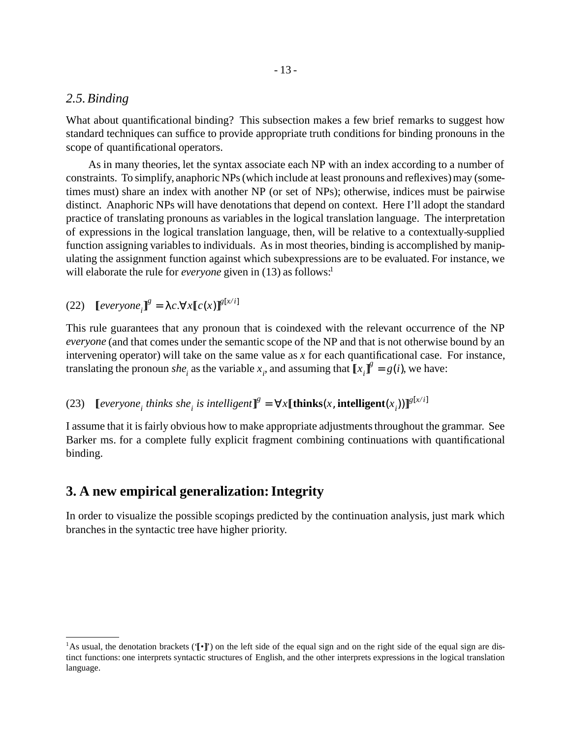### *2.5. Binding*

What about quantificational binding? This subsection makes a few brief remarks to suggest how standard techniques can suffice to provide appropriate truth conditions for binding pronouns in the scope of quantificational operators.

As in many theories, let the syntax associate each NP with an index according to a number of constraints. To simplify, anaphoric NPs (which include at least pronouns and reflexives) may (sometimes must) share an index with another NP (or set of NPs); otherwise, indices must be pairwise distinct. Anaphoric NPs will have denotations that depend on context. Here I'll adopt the standard practice of translating pronouns as variables in the logical translation language. The interpretation of expressions in the logical translation language, then, will be relative to a contextually-supplied function assigning variables to individuals. As in most theories, binding is accomplished by manipulating the assignment function against which subexpressions are to be evaluated. For instance, we will elaborate the rule for *everyone* given in (13) as follows:[1]

(22) $[\![everyone_i]\!]^g = \lambda c. \forall x [\![c(x)]\!]^{g[x/i]}$

This rule guarantees that any pronoun that is coindexed with the relevant occurrence of the NP *everyone* (and that comes under the semantic scope of the NP and that is not otherwise bound by an intervening operator) will take on the same value as $x$ for each quantificational case. For instance, translating the pronoun $she_i$ as the variable $x_i$, and assuming that $[\![x_i]\!]^g = g(i)$, we have:

(23) $[\![everyone_i \text{ } thinks \text{ } she_i \text{ } is \text{ } intelligent]\!]^g = \forall x [\![\mathbf{thinks}(x, \mathbf{intelligent}(x_i))]\!]^{g[x/i]}$

I assume that it is fairly obvious how to make appropriate adjustments throughout the grammar. See Barker ms. for a complete fully explicit fragment combining continuations with quantificational binding.

## 3. A new empirical generalization: Integrity

In order to visualize the possible scopings predicted by the continuation analysis, just mark which branches in the syntactic tree have higher priority.

---

[1] As usual, the denotation brackets ('$[\![\bullet]\!]$') on the left side of the equal sign and on the right side of the equal sign are distinct functions: one interprets syntactic structures of English, and the other interprets expressions in the logical translation language.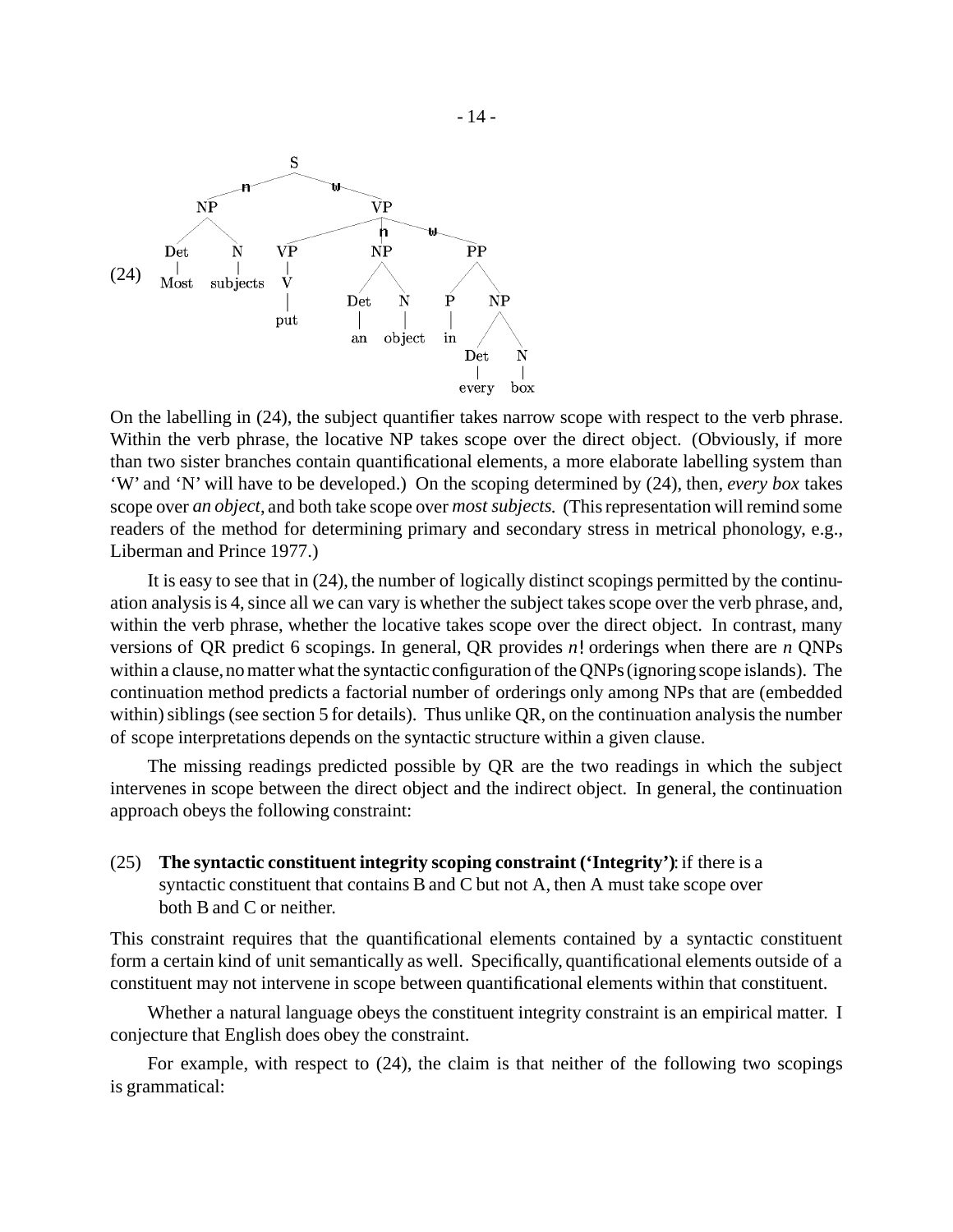(24)

```
                    S
               n         w
            NP              VP
          /    \       /    n     w
        Det     N    VP     NP       PP
         |      |     |    /  \     /  \
       Most subjects  V  Det   N   P    NP
                      |   |    |   |   /  \
                     put  an object in Det  N
                                        |    |
                                      every box
```

On the labelling in (24), the subject quantifier takes narrow scope with respect to the verb phrase. Within the verb phrase, the locative NP takes scope over the direct object. (Obviously, if more than two sister branches contain quantificational elements, a more elaborate labelling system than 'W' and 'N' will have to be developed.) On the scoping determined by (24), then, *every box* takes scope over *an object*, and both take scope over *most subjects.* (This representation will remind some readers of the method for determining primary and secondary stress in metrical phonology, e.g., Liberman and Prince 1977.)

It is easy to see that in (24), the number of logically distinct scopings permitted by the continuation analysis is 4, since all we can vary is whether the subject takes scope over the verb phrase, and, within the verb phrase, whether the locative takes scope over the direct object. In contrast, many versions of QR predict 6 scopings. In general, QR provides $n!$ orderings when there are $n$ QNPs within a clause, no matter what the syntactic configuration of the QNPs (ignoring scope islands). The continuation method predicts a factorial number of orderings only among NPs that are (embedded within) siblings (see section 5 for details). Thus unlike QR, on the continuation analysis the number of scope interpretations depends on the syntactic structure within a given clause.

The missing readings predicted possible by QR are the two readings in which the subject intervenes in scope between the direct object and the indirect object. In general, the continuation approach obeys the following constraint:

(25) **The syntactic constituent integrity scoping constraint ('Integrity')**: if there is a syntactic constituent that contains B and C but not A, then A must take scope over both B and C or neither.

This constraint requires that the quantificational elements contained by a syntactic constituent form a certain kind of unit semantically as well. Specifically, quantificational elements outside of a constituent may not intervene in scope between quantificational elements within that constituent.

Whether a natural language obeys the constituent integrity constraint is an empirical matter. I conjecture that English does obey the constraint.

For example, with respect to (24), the claim is that neither of the following two scopings is grammatical: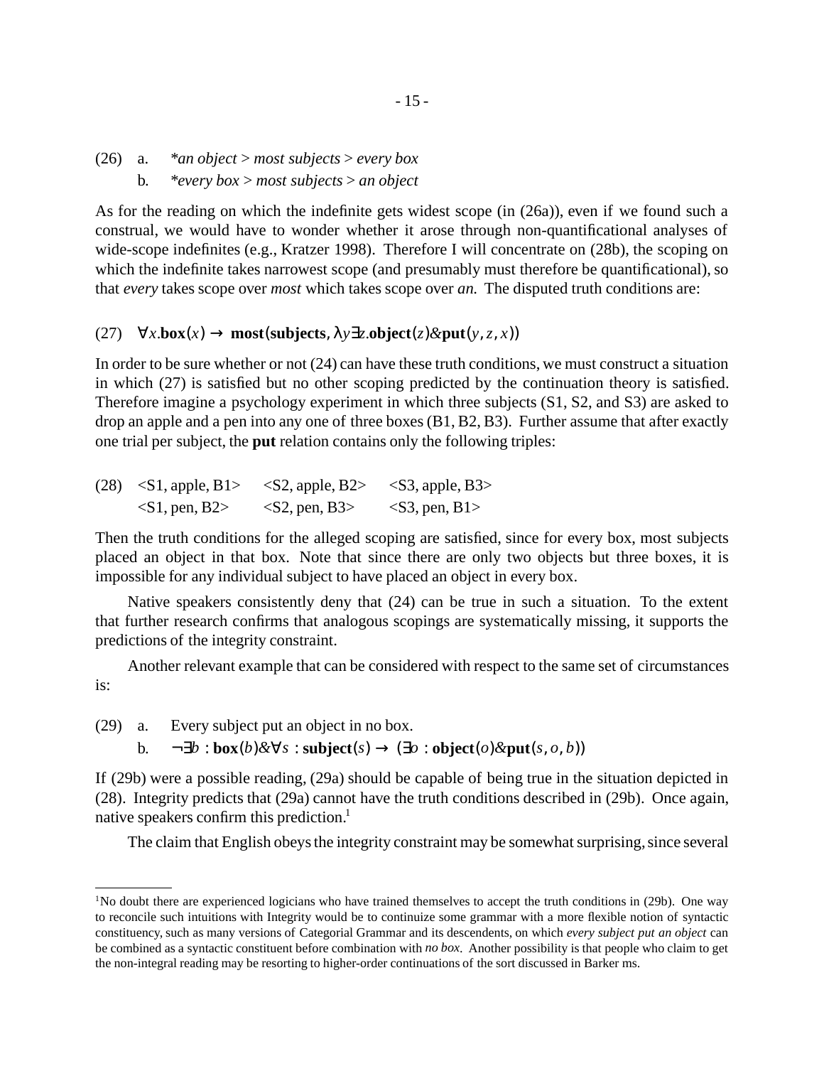(26) a. *an object > most subjects > every box

b. *every box > most subjects > an object

As for the reading on which the indefinite gets widest scope (in (26a)), even if we found such a construal, we would have to wonder whether it arose through non-quantificational analyses of wide-scope indefinites (e.g., Kratzer 1998). Therefore I will concentrate on (28b), the scoping on which the indefinite takes narrowest scope (and presumably must therefore be quantificational), so that *every* takes scope over *most* which takes scope over *an.* The disputed truth conditions are:

(27) $\forall x.\mathbf{box}(x) \rightarrow \mathbf{most}(\mathbf{subjects}, \lambda y \exists z.\mathbf{object}(z) \& \mathbf{put}(y, z, x))$

In order to be sure whether or not (24) can have these truth conditions, we must construct a situation in which (27) is satisfied but no other scoping predicted by the continuation theory is satisfied. Therefore imagine a psychology experiment in which three subjects (S1, S2, and S3) are asked to drop an apple and a pen into any one of three boxes (B1, B2, B3). Further assume that after exactly one trial per subject, the **put** relation contains only the following triples:

(28) <S1, apple, B1> <S2, apple, B2> <S3, apple, B3>

<S1, pen, B2> <S2, pen, B3> <S3, pen, B1>

Then the truth conditions for the alleged scoping are satisfied, since for every box, most subjects placed an object in that box. Note that since there are only two objects but three boxes, it is impossible for any individual subject to have placed an object in every box.

Native speakers consistently deny that (24) can be true in such a situation. To the extent that further research confirms that analogous scopings are systematically missing, it supports the predictions of the integrity constraint.

Another relevant example that can be considered with respect to the same set of circumstances is:

(29) a. Every subject put an object in no box.

b. $\neg \exists b : \mathbf{box}(b) \& \forall s : \mathbf{subject}(s) \rightarrow (\exists o : \mathbf{object}(o) \& \mathbf{put}(s, o, b))$

If (29b) were a possible reading, (29a) should be capable of being true in the situation depicted in (28). Integrity predicts that (29a) cannot have the truth conditions described in (29b). Once again, native speakers confirm this prediction.[1]

The claim that English obeys the integrity constraint may be somewhat surprising, since several

---

[1]No doubt there are experienced logicians who have trained themselves to accept the truth conditions in (29b). One way to reconcile such intuitions with Integrity would be to continuize some grammar with a more flexible notion of syntactic constituency, such as many versions of Categorial Grammar and its descendents, on which *every subject put an object* can be combined as a syntactic constituent before combination with *no box*. Another possibility is that people who claim to get the non-integral reading may be resorting to higher-order continuations of the sort discussed in Barker ms.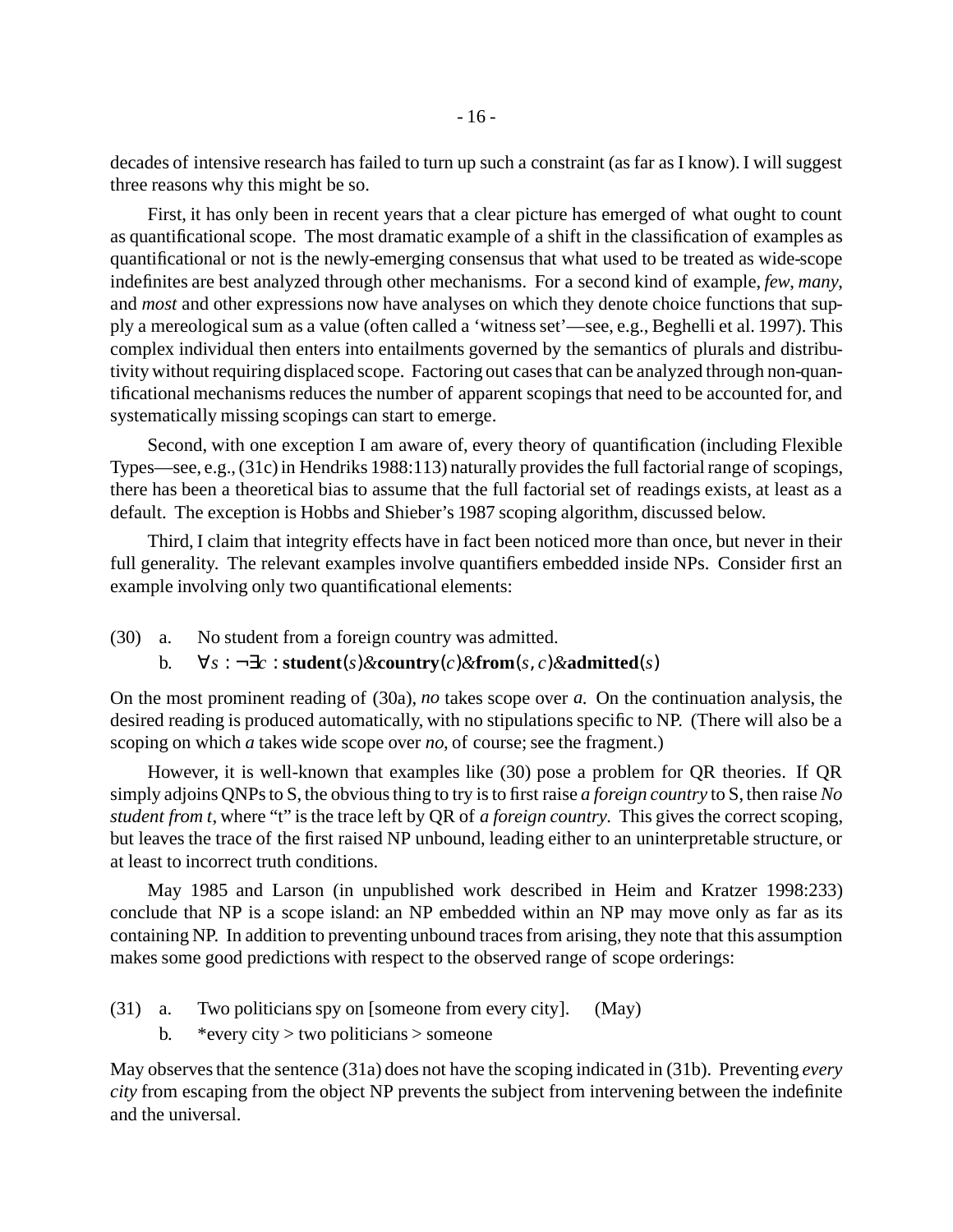decades of intensive research has failed to turn up such a constraint (as far as I know). I will suggest three reasons why this might be so.

First, it has only been in recent years that a clear picture has emerged of what ought to count as quantificational scope. The most dramatic example of a shift in the classification of examples as quantificational or not is the newly-emerging consensus that what used to be treated as wide-scope indefinites are best analyzed through other mechanisms. For a second kind of example, *few*, *many*, and *most* and other expressions now have analyses on which they denote choice functions that supply a mereological sum as a value (often called a 'witness set'—see, e.g., Beghelli et al. 1997). This complex individual then enters into entailments governed by the semantics of plurals and distributivity without requiring displaced scope. Factoring out cases that can be analyzed through non-quantificational mechanisms reduces the number of apparent scopings that need to be accounted for, and systematically missing scopings can start to emerge.

Second, with one exception I am aware of, every theory of quantification (including Flexible Types—see, e.g., (31c) in Hendriks 1988:113) naturally provides the full factorial range of scopings, there has been a theoretical bias to assume that the full factorial set of readings exists, at least as a default. The exception is Hobbs and Shieber's 1987 scoping algorithm, discussed below.

Third, I claim that integrity effects have in fact been noticed more than once, but never in their full generality. The relevant examples involve quantifiers embedded inside NPs. Consider first an example involving only two quantificational elements:

(30) a. No student from a foreign country was admitted.

b. $\forall s : \neg\exists c : \mathbf{student}(s) \& \mathbf{country}(c) \& \mathbf{from}(s, c) \& \mathbf{admitted}(s)$

On the most prominent reading of (30a), *no* takes scope over *a*. On the continuation analysis, the desired reading is produced automatically, with no stipulations specific to NP. (There will also be a scoping on which *a* takes wide scope over *no*, of course; see the fragment.)

However, it is well-known that examples like (30) pose a problem for QR theories. If QR simply adjoins QNPs to S, the obvious thing to try is to first raise *a foreign country* to S, then raise *No student from t*, where "t" is the trace left by QR of *a foreign country*. This gives the correct scoping, but leaves the trace of the first raised NP unbound, leading either to an uninterpretable structure, or at least to incorrect truth conditions.

May 1985 and Larson (in unpublished work described in Heim and Kratzer 1998:233) conclude that NP is a scope island: an NP embedded within an NP may move only as far as its containing NP. In addition to preventing unbound traces from arising, they note that this assumption makes some good predictions with respect to the observed range of scope orderings:

(31) a. Two politicians spy on [someone from every city]. (May)

b. *every city > two politicians > someone

May observes that the sentence (31a) does not have the scoping indicated in (31b). Preventing *every city* from escaping from the object NP prevents the subject from intervening between the indefinite and the universal.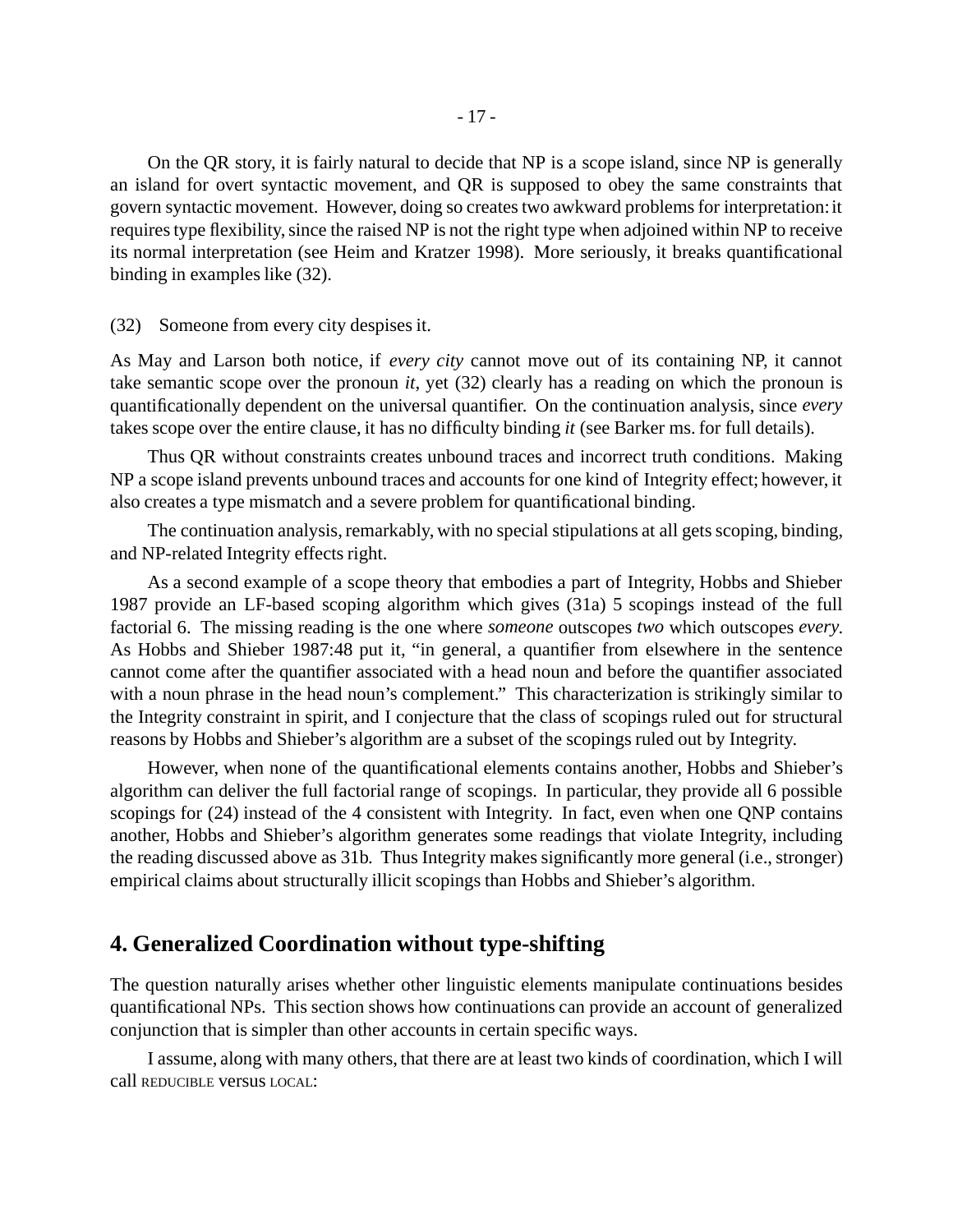On the QR story, it is fairly natural to decide that NP is a scope island, since NP is generally an island for overt syntactic movement, and QR is supposed to obey the same constraints that govern syntactic movement. However, doing so creates two awkward problems for interpretation: it requires type flexibility, since the raised NP is not the right type when adjoined within NP to receive its normal interpretation (see Heim and Kratzer 1998). More seriously, it breaks quantificational binding in examples like (32).

(32) Someone from every city despises it.

As May and Larson both notice, if *every city* cannot move out of its containing NP, it cannot take semantic scope over the pronoun *it*, yet (32) clearly has a reading on which the pronoun is quantificationally dependent on the universal quantifier. On the continuation analysis, since *every* takes scope over the entire clause, it has no difficulty binding *it* (see Barker ms. for full details).

Thus QR without constraints creates unbound traces and incorrect truth conditions. Making NP a scope island prevents unbound traces and accounts for one kind of Integrity effect; however, it also creates a type mismatch and a severe problem for quantificational binding.

The continuation analysis, remarkably, with no special stipulations at all gets scoping, binding, and NP-related Integrity effects right.

As a second example of a scope theory that embodies a part of Integrity, Hobbs and Shieber 1987 provide an LF-based scoping algorithm which gives (31a) 5 scopings instead of the full factorial 6. The missing reading is the one where *someone* outscopes *two* which outscopes *every*. As Hobbs and Shieber 1987:48 put it, "in general, a quantifier from elsewhere in the sentence cannot come after the quantifier associated with a head noun and before the quantifier associated with a noun phrase in the head noun's complement." This characterization is strikingly similar to the Integrity constraint in spirit, and I conjecture that the class of scopings ruled out for structural reasons by Hobbs and Shieber's algorithm are a subset of the scopings ruled out by Integrity.

However, when none of the quantificational elements contains another, Hobbs and Shieber's algorithm can deliver the full factorial range of scopings. In particular, they provide all 6 possible scopings for (24) instead of the 4 consistent with Integrity. In fact, even when one QNP contains another, Hobbs and Shieber's algorithm generates some readings that violate Integrity, including the reading discussed above as 31b. Thus Integrity makes significantly more general (i.e., stronger) empirical claims about structurally illicit scopings than Hobbs and Shieber's algorithm.

## 4. Generalized Coordination without type-shifting

The question naturally arises whether other linguistic elements manipulate continuations besides quantificational NPs. This section shows how continuations can provide an account of generalized conjunction that is simpler than other accounts in certain specific ways.

I assume, along with many others, that there are at least two kinds of coordination, which I will call REDUCIBLE versus LOCAL: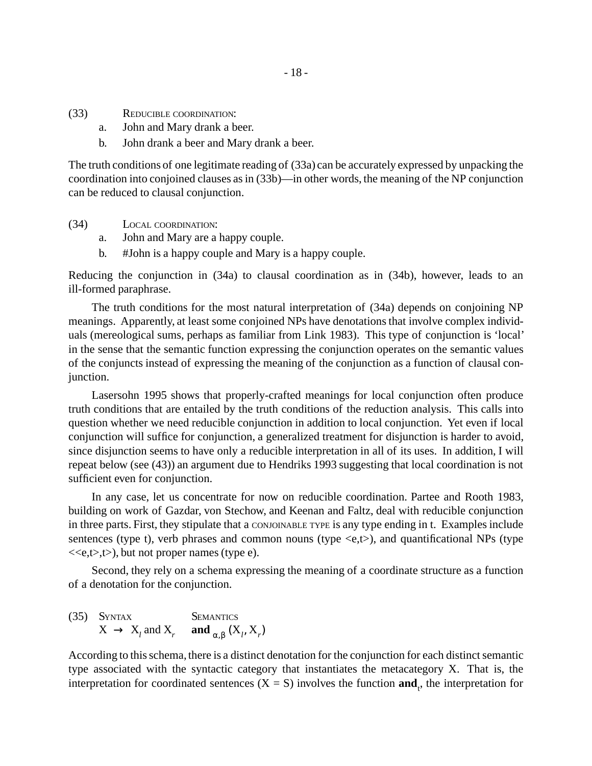(33) REDUCIBLE COORDINATION:

a. John and Mary drank a beer.

b. John drank a beer and Mary drank a beer.

The truth conditions of one legitimate reading of (33a) can be accurately expressed by unpacking the coordination into conjoined clauses as in (33b)—in other words, the meaning of the NP conjunction can be reduced to clausal conjunction.

(34) LOCAL COORDINATION:

a. John and Mary are a happy couple.

b. #John is a happy couple and Mary is a happy couple.

Reducing the conjunction in (34a) to clausal coordination as in (34b), however, leads to an ill-formed paraphrase.

The truth conditions for the most natural interpretation of (34a) depends on conjoining NP meanings. Apparently, at least some conjoined NPs have denotations that involve complex individuals (mereological sums, perhaps as familiar from Link 1983). This type of conjunction is 'local' in the sense that the semantic function expressing the conjunction operates on the semantic values of the conjuncts instead of expressing the meaning of the conjunction as a function of clausal conjunction.

Lasersohn 1995 shows that properly-crafted meanings for local conjunction often produce truth conditions that are entailed by the truth conditions of the reduction analysis. This calls into question whether we need reducible conjunction in addition to local conjunction. Yet even if local conjunction will suffice for conjunction, a generalized treatment for disjunction is harder to avoid, since disjunction seems to have only a reducible interpretation in all of its uses. In addition, I will repeat below (see (43)) an argument due to Hendriks 1993 suggesting that local coordination is not sufficient even for conjunction.

In any case, let us concentrate for now on reducible coordination. Partee and Rooth 1983, building on work of Gazdar, von Stechow, and Keenan and Faltz, deal with reducible conjunction in three parts. First, they stipulate that a CONJOINABLE TYPE is any type ending in t. Examples include sentences (type t), verb phrases and common nouns (type <e,t>), and quantificational NPs (type <<e,t>,t>), but not proper names (type e).

Second, they rely on a schema expressing the meaning of a coordinate structure as a function of a denotation for the conjunction.

(35) SYNTAX $\quad$ SEMANTICS

$\mathrm{X} \rightarrow \mathrm{X}_l$ and $\mathrm{X}_r \quad \mathbf{and}_{\alpha,\beta}(\mathrm{X}_l, \mathrm{X}_r)$

According to this schema, there is a distinct denotation for the conjunction for each distinct semantic type associated with the syntactic category that instantiates the metacategory X. That is, the interpretation for coordinated sentences (X = S) involves the function $\mathbf{and}_t$, the interpretation for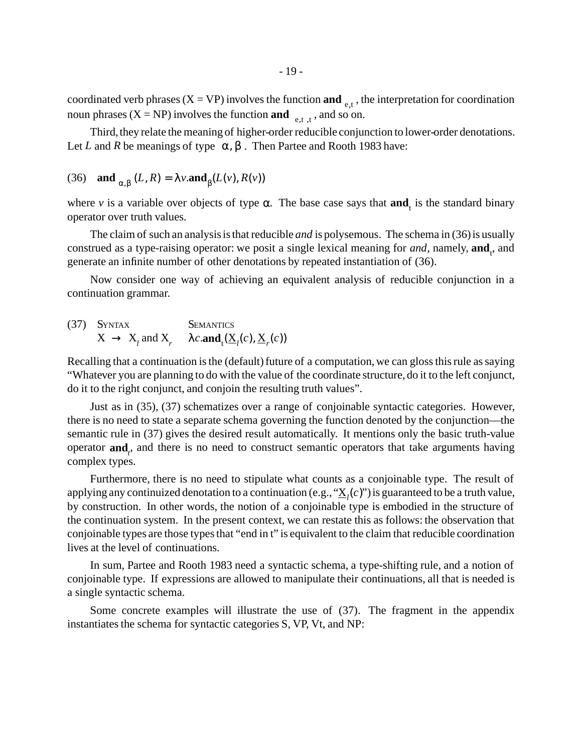coordinated verb phrases (X = VP) involves the function $\mathbf{and}_{\langle e,t \rangle}$, the interpretation for coordination noun phrases (X = NP) involves the function $\mathbf{and}_{\langle\langle e,t\rangle,t\rangle}$, and so on.

Third, they relate the meaning of higher-order reducible conjunction to lower-order denotations. Let $L$ and $R$ be meanings of type $\langle \alpha, \beta \rangle$. Then Partee and Rooth 1983 have:

(36) $\mathbf{and}_{\langle\alpha,\beta\rangle}(L, R) = \lambda v.\mathbf{and}_{\beta}(L(v), R(v))$

where $v$ is a variable over objects of type $\alpha$. The base case says that $\mathbf{and}_t$ is the standard binary operator over truth values.

The claim of such an analysis is that reducible *and* is polysemous. The schema in (36) is usually construed as a type-raising operator: we posit a single lexical meaning for *and*, namely, $\mathbf{and}_t$, and generate an infinite number of other denotations by repeated instantiation of (36).

Now consider one way of achieving an equivalent analysis of reducible conjunction in a continuation grammar.

(37)

| Syntax | Semantics |
|---|---|
| $X \rightarrow X_l$ and $X_r$ | $\lambda c.\mathbf{and}_t(\underline{X}_l(c), \underline{X}_r(c))$ |

Recalling that a continuation is the (default) future of a computation, we can gloss this rule as saying "Whatever you are planning to do with the value of the coordinate structure, do it to the left conjunct, do it to the right conjunct, and conjoin the resulting truth values".

Just as in (35), (37) schematizes over a range of conjoinable syntactic categories. However, there is no need to state a separate schema governing the function denoted by the conjunction—the semantic rule in (37) gives the desired result automatically. It mentions only the basic truth-value operator $\mathbf{and}_t$, and there is no need to construct semantic operators that take arguments having complex types.

Furthermore, there is no need to stipulate what counts as a conjoinable type. The result of applying any continuized denotation to a continuation (e.g., "$\underline{X}_l(c)$") is guaranteed to be a truth value, by construction. In other words, the notion of a conjoinable type is embodied in the structure of the continuation system. In the present context, we can restate this as follows: the observation that conjoinable types are those types that "end in t" is equivalent to the claim that reducible coordination lives at the level of continuations.

In sum, Partee and Rooth 1983 need a syntactic schema, a type-shifting rule, and a notion of conjoinable type. If expressions are allowed to manipulate their continuations, all that is needed is a single syntactic schema.

Some concrete examples will illustrate the use of (37). The fragment in the appendix instantiates the schema for syntactic categories S, VP, Vt, and NP: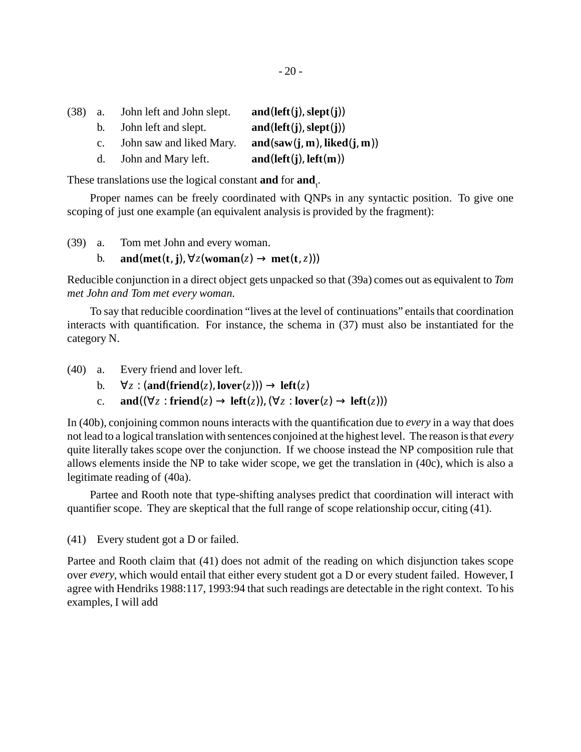(38) a. John left and John slept. $\textbf{and}(\textbf{left}(\textbf{j}), \textbf{slept}(\textbf{j}))$

b. John left and slept. $\textbf{and}(\textbf{left}(\textbf{j}), \textbf{slept}(\textbf{j}))$

c. John saw and liked Mary. $\textbf{and}(\textbf{saw}(\textbf{j}, \textbf{m}), \textbf{liked}(\textbf{j}, \textbf{m}))$

d. John and Mary left. $\textbf{and}(\textbf{left}(\textbf{j}), \textbf{left}(\textbf{m}))$

These translations use the logical constant **and** for $\textbf{and}_t$.

Proper names can be freely coordinated with QNPs in any syntactic position. To give one scoping of just one example (an equivalent analysis is provided by the fragment):

(39) a. Tom met John and every woman.

b. $\textbf{and}(\textbf{met}(\textbf{t}, \textbf{j}), \forall z(\textbf{woman}(z) \rightarrow \textbf{met}(\textbf{t}, z)))$

Reducible conjunction in a direct object gets unpacked so that (39a) comes out as equivalent to *Tom met John and Tom met every woman.*

To say that reducible coordination "lives at the level of continuations" entails that coordination interacts with quantification. For instance, the schema in (37) must also be instantiated for the category N.

(40) a. Every friend and lover left.

b. $\forall z : (\textbf{and}(\textbf{friend}(z), \textbf{lover}(z))) \rightarrow \textbf{left}(z)$

c. $\textbf{and}((\forall z : \textbf{friend}(z) \rightarrow \textbf{left}(z)), (\forall z : \textbf{lover}(z) \rightarrow \textbf{left}(z)))$

In (40b), conjoining common nouns interacts with the quantification due to *every* in a way that does not lead to a logical translation with sentences conjoined at the highest level. The reason is that *every* quite literally takes scope over the conjunction. If we choose instead the NP composition rule that allows elements inside the NP to take wider scope, we get the translation in (40c), which is also a legitimate reading of (40a).

Partee and Rooth note that type-shifting analyses predict that coordination will interact with quantifier scope. They are skeptical that the full range of scope relationship occur, citing (41).

(41) Every student got a D or failed.

Partee and Rooth claim that (41) does not admit of the reading on which disjunction takes scope over *every*, which would entail that either every student got a D or every student failed. However, I agree with Hendriks 1988:117, 1993:94 that such readings are detectable in the right context. To his examples, I will add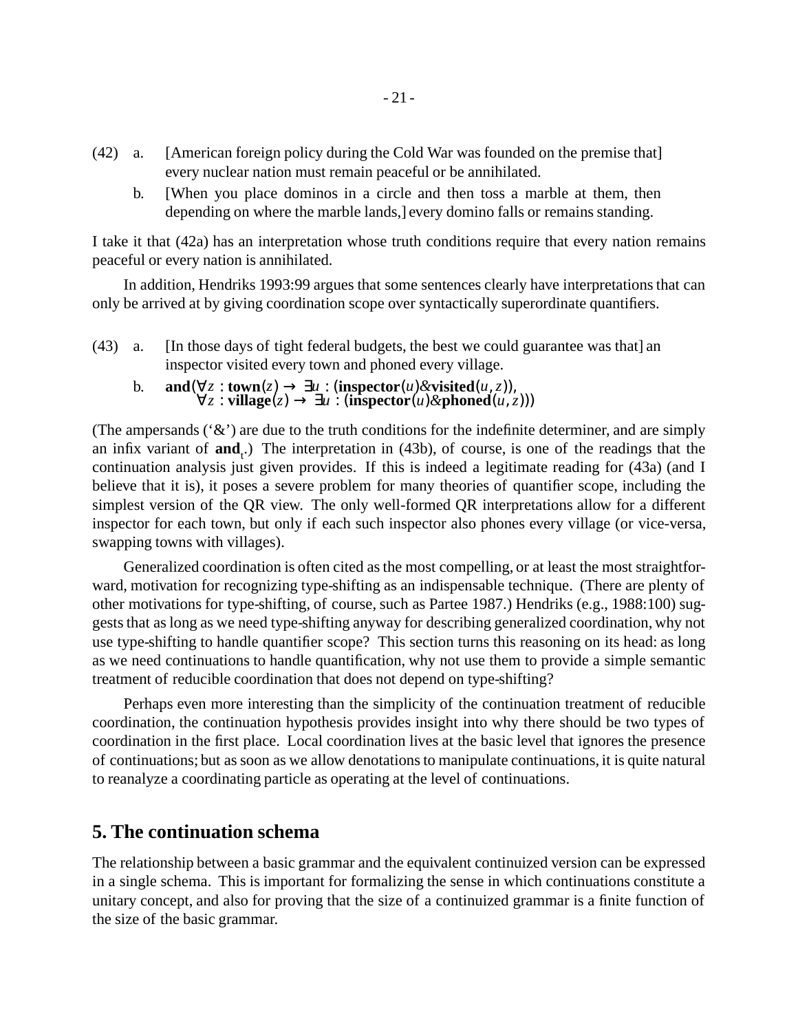(42) a. [American foreign policy during the Cold War was founded on the premise that] every nuclear nation must remain peaceful or be annihilated.

b. [When you place dominos in a circle and then toss a marble at them, then depending on where the marble lands,] every domino falls or remains standing.

I take it that (42a) has an interpretation whose truth conditions require that every nation remains peaceful or every nation is annihilated.

In addition, Hendriks 1993:99 argues that some sentences clearly have interpretations that can only be arrived at by giving coordination scope over syntactically superordinate quantifiers.

(43) a. [In those days of tight federal budgets, the best we could guarantee was that] an inspector visited every town and phoned every village.

b. $\textbf{and}(\forall z : \textbf{town}(z) \rightarrow \exists u : (\textbf{inspector}(u) \& \textbf{visited}(u, z)),$
$\quad\quad \forall z : \textbf{village}(z) \rightarrow \exists u : (\textbf{inspector}(u) \& \textbf{phoned}(u, z)))$

(The ampersands ('&') are due to the truth conditions for the indefinite determiner, and are simply an infix variant of $\textbf{and}_t$.) The interpretation in (43b), of course, is one of the readings that the continuation analysis just given provides. If this is indeed a legitimate reading for (43a) (and I believe that it is), it poses a severe problem for many theories of quantifier scope, including the simplest version of the QR view. The only well-formed QR interpretations allow for a different inspector for each town, but only if each such inspector also phones every village (or vice-versa, swapping towns with villages).

Generalized coordination is often cited as the most compelling, or at least the most straightforward, motivation for recognizing type-shifting as an indispensable technique. (There are plenty of other motivations for type-shifting, of course, such as Partee 1987.) Hendriks (e.g., 1988:100) suggests that as long as we need type-shifting anyway for describing generalized coordination, why not use type-shifting to handle quantifier scope? This section turns this reasoning on its head: as long as we need continuations to handle quantification, why not use them to provide a simple semantic treatment of reducible coordination that does not depend on type-shifting?

Perhaps even more interesting than the simplicity of the continuation treatment of reducible coordination, the continuation hypothesis provides insight into why there should be two types of coordination in the first place. Local coordination lives at the basic level that ignores the presence of continuations; but as soon as we allow denotations to manipulate continuations, it is quite natural to reanalyze a coordinating particle as operating at the level of continuations.

## 5. The continuation schema

The relationship between a basic grammar and the equivalent continuized version can be expressed in a single schema. This is important for formalizing the sense in which continuations constitute a unitary concept, and also for proving that the size of a continuized grammar is a finite function of the size of the basic grammar.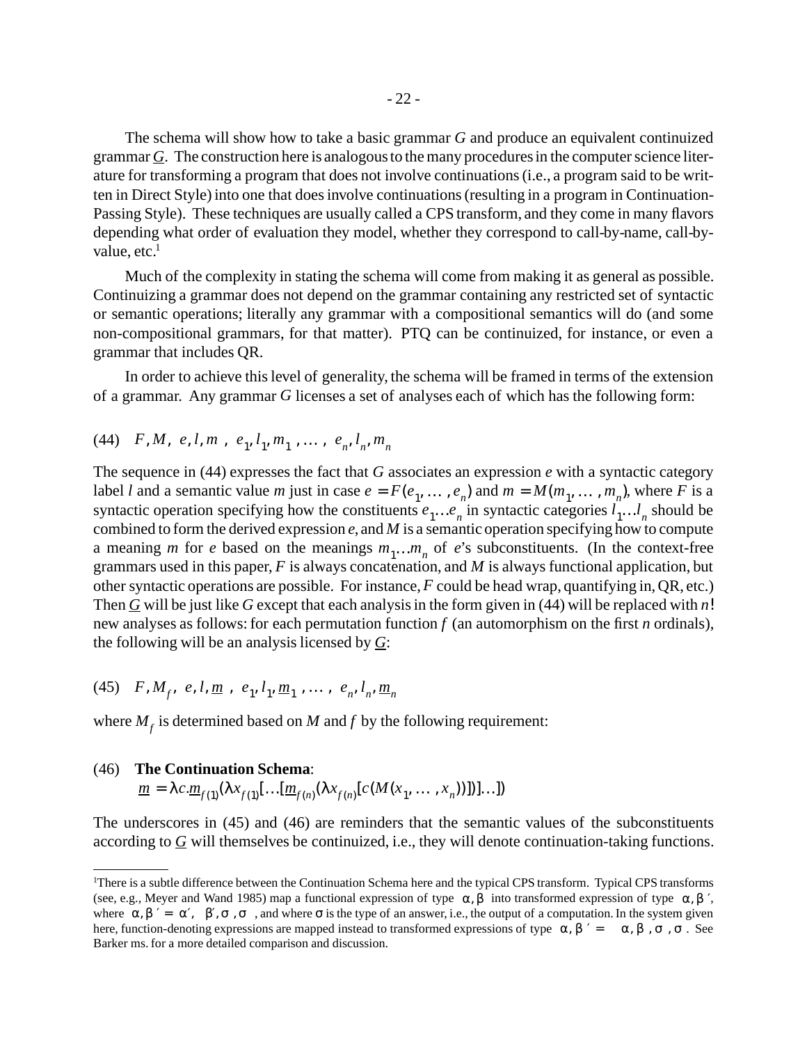The schema will show how to take a basic grammar $G$ and produce an equivalent continuized grammar $\underline{G}$. The construction here is analogous to the many procedures in the computer science literature for transforming a program that does not involve continuations (i.e., a program said to be written in Direct Style) into one that does involve continuations (resulting in a program in Continuation-Passing Style). These techniques are usually called a CPS transform, and they come in many flavors depending what order of evaluation they model, whether they correspond to call-by-name, call-by-value, etc.[1]

Much of the complexity in stating the schema will come from making it as general as possible. Continuizing a grammar does not depend on the grammar containing any restricted set of syntactic or semantic operations; literally any grammar with a compositional semantics will do (and some non-compositional grammars, for that matter). PTQ can be continuized, for instance, or even a grammar that includes QR.

In order to achieve this level of generality, the schema will be framed in terms of the extension of a grammar. Any grammar $G$ licenses a set of analyses each of which has the following form:

(44) $\langle F, M, \langle e, l, m \rangle, \langle e_1, l_1, m_1 \rangle, \ldots, \langle e_n, l_n, m_n \rangle \rangle$

The sequence in (44) expresses the fact that $G$ associates an expression $e$ with a syntactic category label $l$ and a semantic value $m$ just in case $e = F(e_1, \ldots, e_n)$ and $m = M(m_1, \ldots, m_n)$, where $F$ is a syntactic operation specifying how the constituents $e_1 \ldots e_n$ in syntactic categories $l_1 \ldots l_n$ should be combined to form the derived expression $e$, and $M$ is a semantic operation specifying how to compute a meaning $m$ for $e$ based on the meanings $m_1 \ldots m_n$ of $e$'s subconstituents. (In the context-free grammars used in this paper, $F$ is always concatenation, and $M$ is always functional application, but other syntactic operations are possible. For instance, $F$ could be head wrap, quantifying in, QR, etc.) Then $\underline{G}$ will be just like $G$ except that each analysis in the form given in (44) will be replaced with $n!$ new analyses as follows: for each permutation function $f$ (an automorphism on the first $n$ ordinals), the following will be an analysis licensed by $\underline{G}$:

(45) $\langle F, M_f, \langle e, l, \underline{m} \rangle, \langle e_1, l_1, \underline{m}_1 \rangle, \ldots, \langle e_n, l_n, \underline{m}_n \rangle \rangle$

where $M_f$ is determined based on $M$ and $f$ by the following requirement:

(46) **The Continuation Schema**:
$\underline{m} = \lambda c.\underline{m}_{f(1)}(\lambda x_{f(1)}[\ldots[\underline{m}_{f(n)}(\lambda x_{f(n)}[c(M(x_1, \ldots, x_n))])]\ldots])$

The underscores in (45) and (46) are reminders that the semantic values of the subconstituents according to $\underline{G}$ will themselves be continuized, i.e., they will denote continuation-taking functions.

---

[1] There is a subtle difference between the Continuation Schema here and the typical CPS transform. Typical CPS transforms (see, e.g., Meyer and Wand 1985) map a functional expression of type $\langle \alpha, \beta \rangle$ into transformed expression of type $\langle \alpha, \beta \rangle'$, where $\langle \alpha, \beta \rangle' = \langle \alpha', \langle \langle \beta', \sigma \rangle, \sigma \rangle \rangle$, and where $\sigma$ is the type of an answer, i.e., the output of a computation. In the system given here, function-denoting expressions are mapped instead to transformed expressions of type $\langle \alpha, \beta \rangle' = \langle \langle \langle \alpha, \beta \rangle, \sigma \rangle, \sigma \rangle$. See Barker ms. for a more detailed comparison and discussion.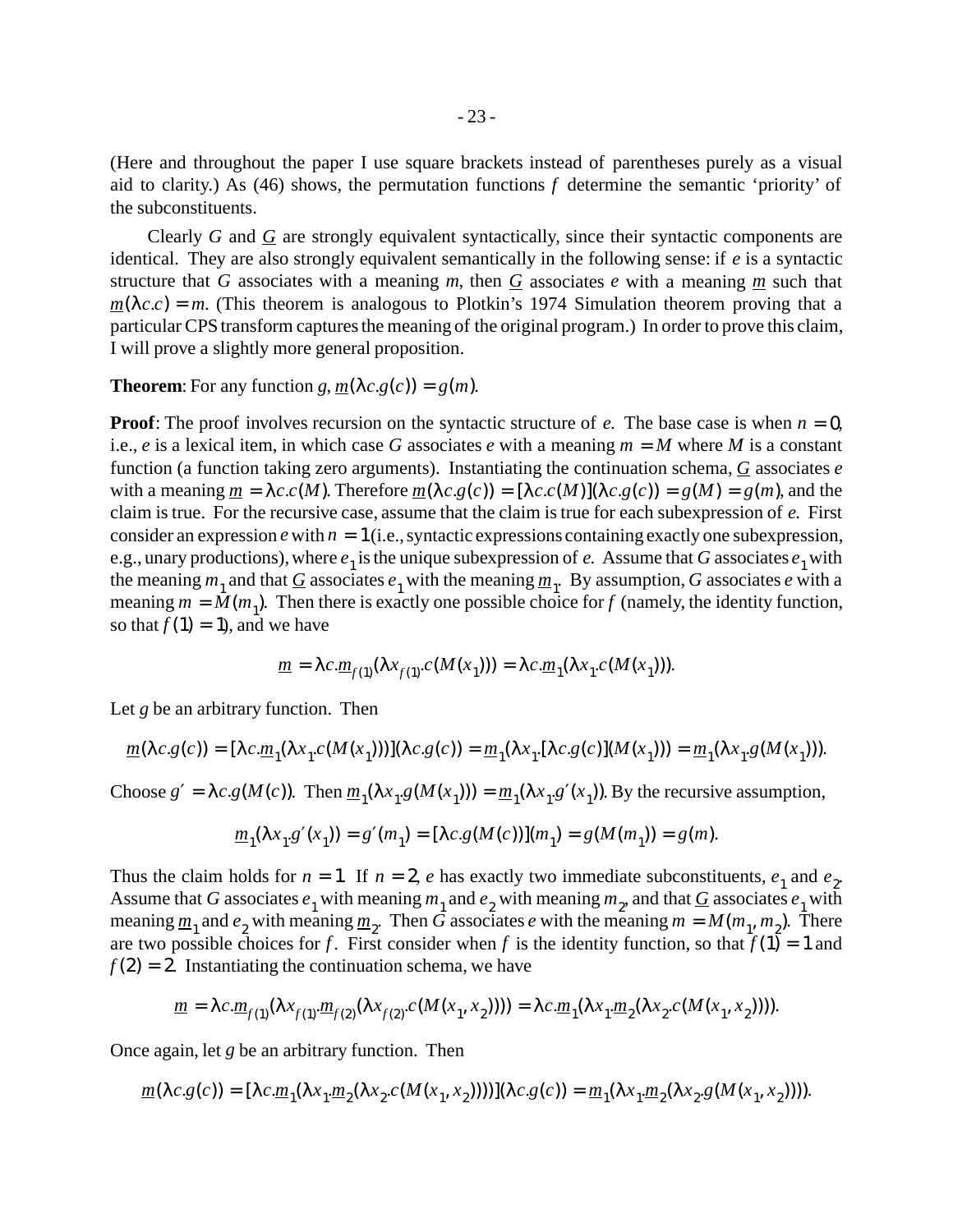(Here and throughout the paper I use square brackets instead of parentheses purely as a visual aid to clarity.) As (46) shows, the permutation functions $f$ determine the semantic 'priority' of the subconstituents.

Clearly $G$ and $\underline{G}$ are strongly equivalent syntactically, since their syntactic components are identical. They are also strongly equivalent semantically in the following sense: if $e$ is a syntactic structure that $G$ associates with a meaning $m$, then $\underline{G}$ associates $e$ with a meaning $\underline{m}$ such that $\underline{m}(\lambda c.c) = m$. (This theorem is analogous to Plotkin's 1974 Simulation theorem proving that a particular CPS transform captures the meaning of the original program.) In order to prove this claim, I will prove a slightly more general proposition.

**Theorem**: For any function $g$, $\underline{m}(\lambda c.g(c)) = g(m)$.

**Proof**: The proof involves recursion on the syntactic structure of $e$. The base case is when $n = 0$, i.e., $e$ is a lexical item, in which case $G$ associates $e$ with a meaning $m = M$ where $M$ is a constant function (a function taking zero arguments). Instantiating the continuation schema, $\underline{G}$ associates $e$ with a meaning $\underline{m} = \lambda c.c(M)$. Therefore $\underline{m}(\lambda c.g(c)) = [\lambda c.c(M)](\lambda c.g(c)) = g(M) = g(m)$, and the claim is true. For the recursive case, assume that the claim is true for each subexpression of $e$. First consider an expression $e$ with $n = 1$ (i.e., syntactic expressions containing exactly one subexpression, e.g., unary productions), where $e_1$ is the unique subexpression of $e$. Assume that $G$ associates $e_1$ with the meaning $m_1$ and that $\underline{G}$ associates $e_1$ with the meaning $\underline{m}_1$. By assumption, $G$ associates $e$ with a meaning $m = M(m_1)$. Then there is exactly one possible choice for $f$ (namely, the identity function, so that $f(1) = 1$), and we have

$$\underline{m} = \lambda c.\underline{m}_{f(1)}(\lambda x_{f(1)}.c(M(x_1))) = \lambda c.\underline{m}_1(\lambda x_1.c(M(x_1))).$$

Let $g$ be an arbitrary function. Then

$$\underline{m}(\lambda c.g(c)) = [\lambda c.\underline{m}_1(\lambda x_1.c(M(x_1)))](\lambda c.g(c)) = \underline{m}_1(\lambda x_1.[\lambda c.g(c)](M(x_1))) = \underline{m}_1(\lambda x_1.g(M(x_1))).$$

Choose $g' = \lambda c.g(M(c))$. Then $\underline{m}_1(\lambda x_1.g(M(x_1))) = \underline{m}_1(\lambda x_1.g'(x_1))$. By the recursive assumption,

$$\underline{m}_1(\lambda x_1.g'(x_1)) = g'(m_1) = [\lambda c.g(M(c))](m_1) = g(M(m_1)) = g(m).$$

Thus the claim holds for $n = 1$. If $n = 2$, $e$ has exactly two immediate subconstituents, $e_1$ and $e_2$. Assume that $G$ associates $e_1$ with meaning $m_1$ and $e_2$ with meaning $m_2$, and that $\underline{G}$ associates $e_1$ with meaning $\underline{m}_1$ and $e_2$ with meaning $\underline{m}_2$. Then $G$ associates $e$ with the meaning $m = M(m_1, m_2)$. There are two possible choices for $f$. First consider when $f$ is the identity function, so that $f(1) = 1$ and $f(2) = 2$. Instantiating the continuation schema, we have

$$\underline{m} = \lambda c.\underline{m}_{f(1)}(\lambda x_{f(1)}.\underline{m}_{f(2)}(\lambda x_{f(2)}.c(M(x_1, x_2)))) = \lambda c.\underline{m}_1(\lambda x_1.\underline{m}_2(\lambda x_2.c(M(x_1, x_2)))).$$

Once again, let $g$ be an arbitrary function. Then

$$\underline{m}(\lambda c.g(c)) = [\lambda c.\underline{m}_1(\lambda x_1.\underline{m}_2(\lambda x_2.c(M(x_1, x_2))))](\lambda c.g(c)) = \underline{m}_1(\lambda x_1.\underline{m}_2(\lambda x_2.g(M(x_1, x_2)))).$$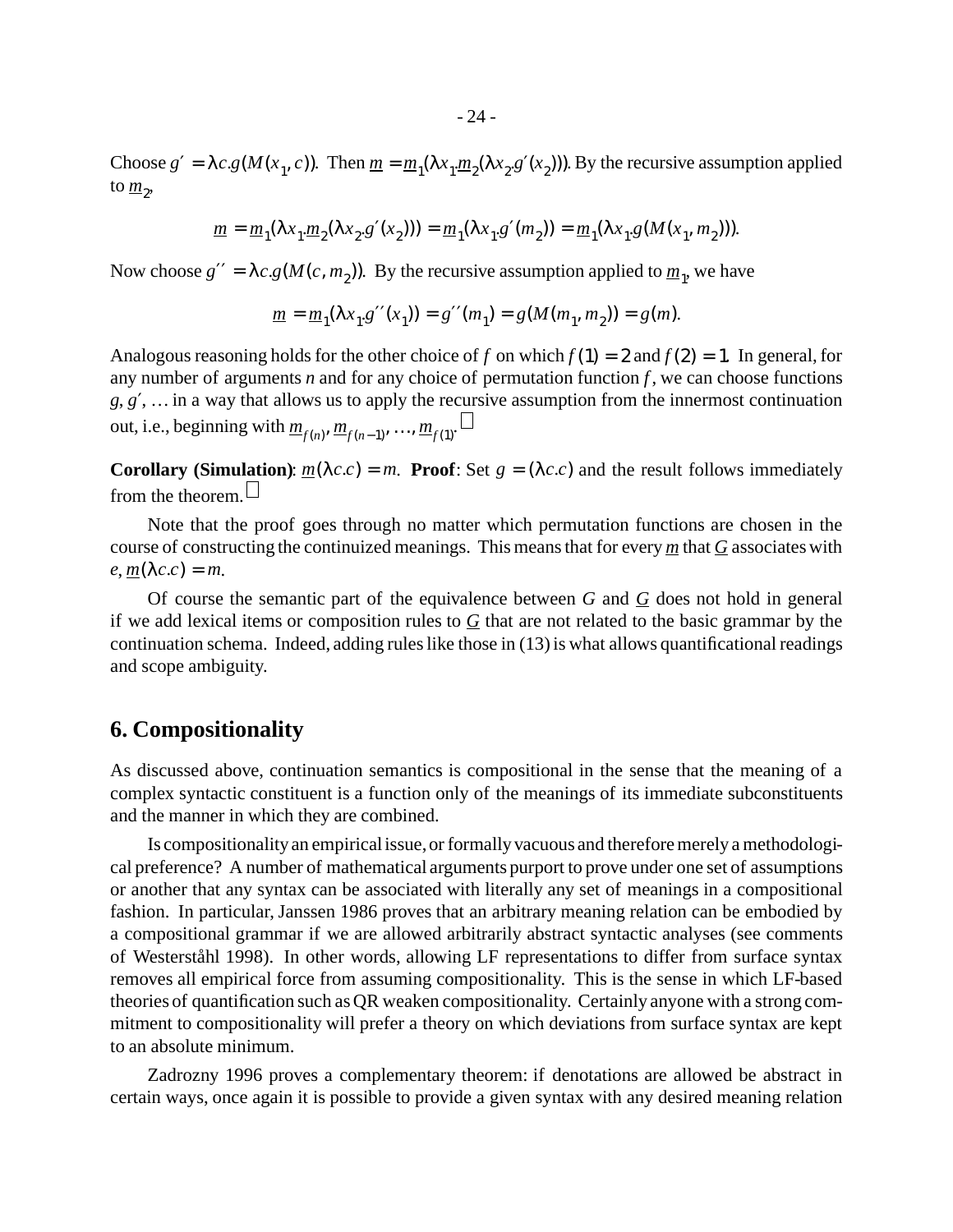Choose $g' = \lambda c.g(M(x_1, c))$. Then $\underline{m} = \underline{m}_1(\lambda x_1.\underline{m}_2(\lambda x_2.g'(x_2)))$. By the recursive assumption applied to $\underline{m}_2$,

$$\underline{m} = \underline{m}_1(\lambda x_1.\underline{m}_2(\lambda x_2.g'(x_2))) = \underline{m}_1(\lambda x_1.g'(m_2)) = \underline{m}_1(\lambda x_1.g(M(x_1, m_2))).$$

Now choose $g'' = \lambda c.g(M(c, m_2))$. By the recursive assumption applied to $\underline{m}_1$, we have

$$\underline{m} = \underline{m}_1(\lambda x_1.g''(x_1)) = g''(m_1) = g(M(m_1, m_2)) = g(m).$$

Analogous reasoning holds for the other choice of $f$ on which $f(1) = 2$ and $f(2) = 1$. In general, for any number of arguments $n$ and for any choice of permutation function $f$, we can choose functions $g, g', \ldots$ in a way that allows us to apply the recursive assumption from the innermost continuation out, i.e., beginning with $\underline{m}_{f(n)}, \underline{m}_{f(n-1)}, \ldots, \underline{m}_{f(1)}$. □

**Corollary (Simulation)**: $\underline{m}(\lambda c.c) = m$. **Proof**: Set $g = (\lambda c.c)$ and the result follows immediately from the theorem. □

Note that the proof goes through no matter which permutation functions are chosen in the course of constructing the continuized meanings. This means that for every $\underline{m}$ that $\underline{G}$ associates with $e$, $\underline{m}(\lambda c.c) = m$.

Of course the semantic part of the equivalence between $G$ and $\underline{G}$ does not hold in general if we add lexical items or composition rules to $\underline{G}$ that are not related to the basic grammar by the continuation schema. Indeed, adding rules like those in (13) is what allows quantificational readings and scope ambiguity.

## 6. Compositionality

As discussed above, continuation semantics is compositional in the sense that the meaning of a complex syntactic constituent is a function only of the meanings of its immediate subconstituents and the manner in which they are combined.

Is compositionality an empirical issue, or formally vacuous and therefore merely a methodological preference? A number of mathematical arguments purport to prove under one set of assumptions or another that any syntax can be associated with literally any set of meanings in a compositional fashion. In particular, Janssen 1986 proves that an arbitrary meaning relation can be embodied by a compositional grammar if we are allowed arbitrarily abstract syntactic analyses (see comments of Westerståhl 1998). In other words, allowing LF representations to differ from surface syntax removes all empirical force from assuming compositionality. This is the sense in which LF-based theories of quantification such as QR weaken compositionality. Certainly anyone with a strong commitment to compositionality will prefer a theory on which deviations from surface syntax are kept to an absolute minimum.

Zadrozny 1996 proves a complementary theorem: if denotations are allowed be abstract in certain ways, once again it is possible to provide a given syntax with any desired meaning relation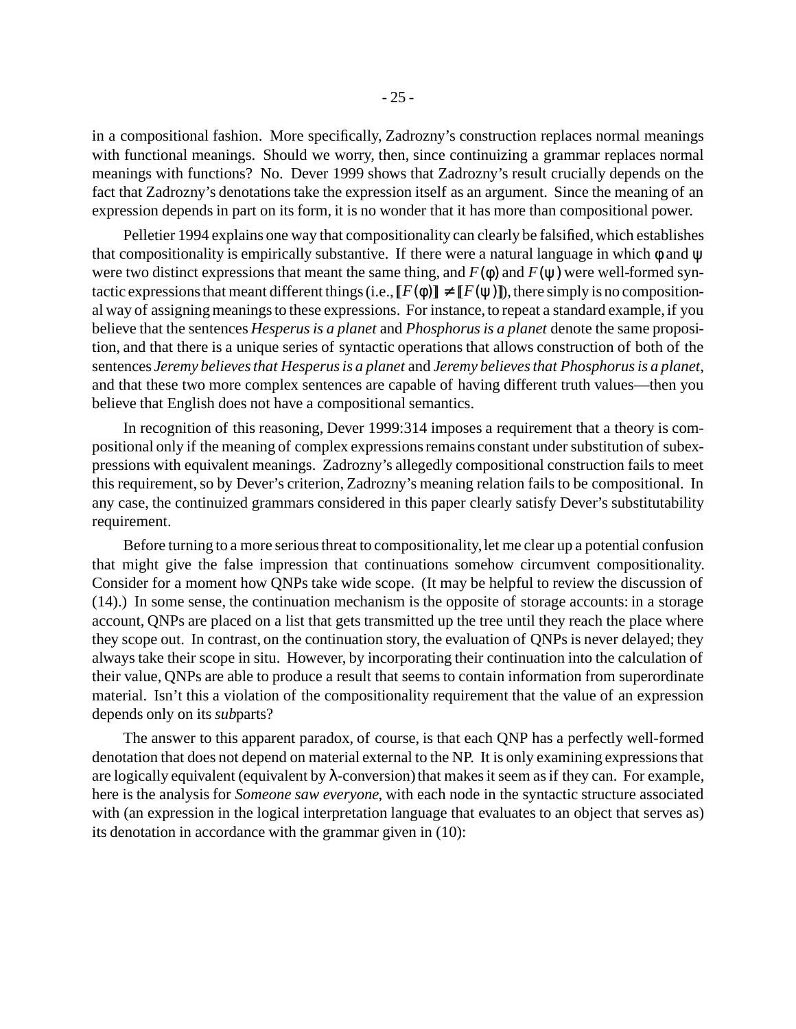in a compositional fashion. More specifically, Zadrozny's construction replaces normal meanings with functional meanings. Should we worry, then, since continuizing a grammar replaces normal meanings with functions? No. Dever 1999 shows that Zadrozny's result crucially depends on the fact that Zadrozny's denotations take the expression itself as an argument. Since the meaning of an expression depends in part on its form, it is no wonder that it has more than compositional power.

Pelletier 1994 explains one way that compositionality can clearly be falsified, which establishes that compositionality is empirically substantive. If there were a natural language in which $\phi$ and $\psi$ were two distinct expressions that meant the same thing, and $F(\phi)$ and $F(\psi)$ were well-formed syntactic expressions that meant different things (i.e., $[\![F(\phi)]\!] \neq [\![F(\psi)]\!]$), there simply is no compositional way of assigning meanings to these expressions. For instance, to repeat a standard example, if you believe that the sentences *Hesperus is a planet* and *Phosphorus is a planet* denote the same proposition, and that there is a unique series of syntactic operations that allows construction of both of the sentences *Jeremy believes that Hesperus is a planet* and *Jeremy believes that Phosphorus is a planet*, and that these two more complex sentences are capable of having different truth values—then you believe that English does not have a compositional semantics.

In recognition of this reasoning, Dever 1999:314 imposes a requirement that a theory is compositional only if the meaning of complex expressions remains constant under substitution of subexpressions with equivalent meanings. Zadrozny's allegedly compositional construction fails to meet this requirement, so by Dever's criterion, Zadrozny's meaning relation fails to be compositional. In any case, the continuized grammars considered in this paper clearly satisfy Dever's substitutability requirement.

Before turning to a more serious threat to compositionality, let me clear up a potential confusion that might give the false impression that continuations somehow circumvent compositionality. Consider for a moment how QNPs take wide scope. (It may be helpful to review the discussion of (14).) In some sense, the continuation mechanism is the opposite of storage accounts: in a storage account, QNPs are placed on a list that gets transmitted up the tree until they reach the place where they scope out. In contrast, on the continuation story, the evaluation of QNPs is never delayed; they always take their scope in situ. However, by incorporating their continuation into the calculation of their value, QNPs are able to produce a result that seems to contain information from superordinate material. Isn't this a violation of the compositionality requirement that the value of an expression depends only on its *sub*parts?

The answer to this apparent paradox, of course, is that each QNP has a perfectly well-formed denotation that does not depend on material external to the NP. It is only examining expressions that are logically equivalent (equivalent by $\lambda$-conversion) that makes it seem as if they can. For example, here is the analysis for *Someone saw everyone*, with each node in the syntactic structure associated with (an expression in the logical interpretation language that evaluates to an object that serves as) its denotation in accordance with the grammar given in (10):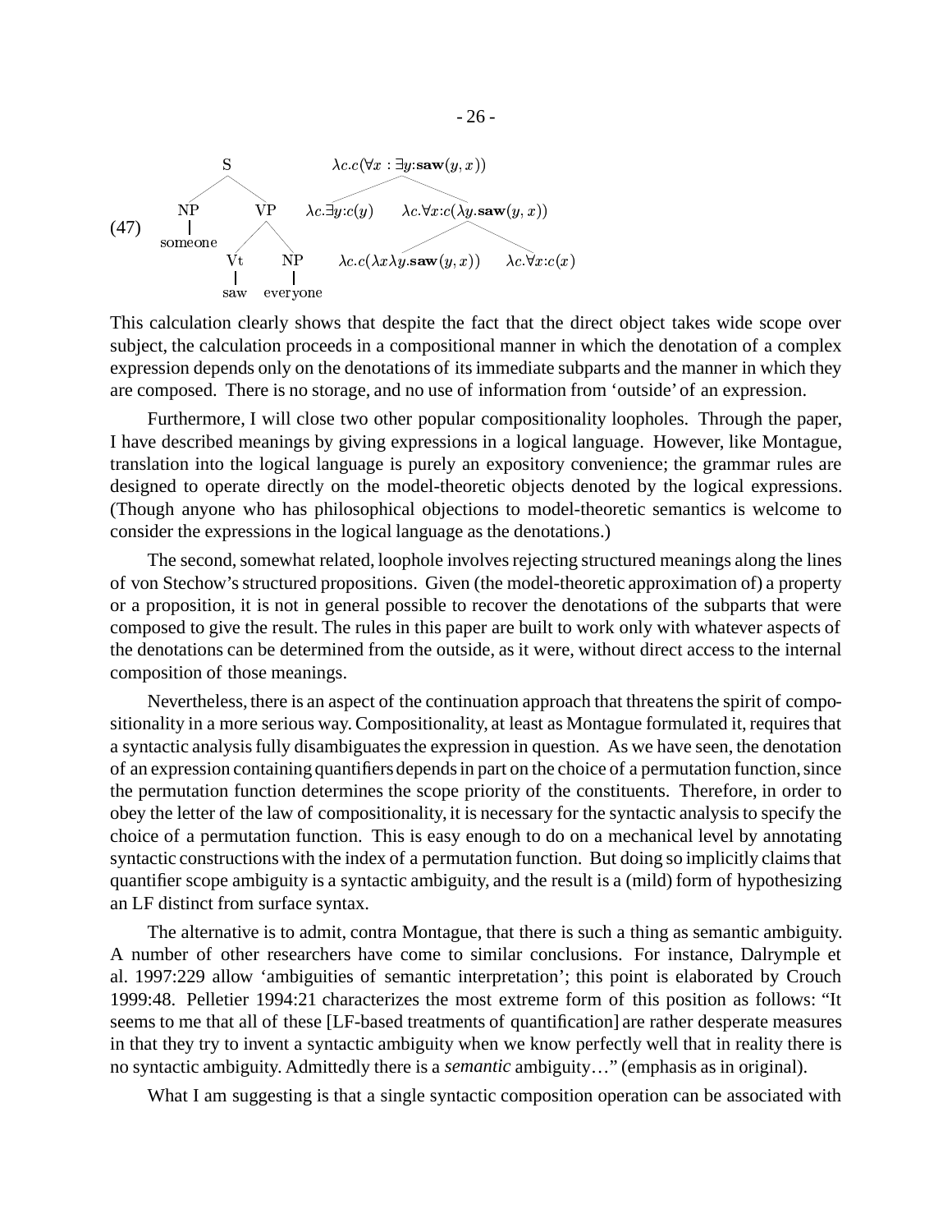(47)

```
          S                          λc.c(∀x : ∃y:saw(y, x))
        /   \                              /            \
      NP     VP              λc.∃y:c(y)      λc.∀x:c(λy.saw(y, x))
      |     /  \                                  /              \
   someone Vt   NP              λc.c(λxλy.saw(y, x))       λc.∀x:c(x)
           |     |
          saw  everyone
```

This calculation clearly shows that despite the fact that the direct object takes wide scope over subject, the calculation proceeds in a compositional manner in which the denotation of a complex expression depends only on the denotations of its immediate subparts and the manner in which they are composed. There is no storage, and no use of information from 'outside' of an expression.

Furthermore, I will close two other popular compositionality loopholes. Through the paper, I have described meanings by giving expressions in a logical language. However, like Montague, translation into the logical language is purely an expository convenience; the grammar rules are designed to operate directly on the model-theoretic objects denoted by the logical expressions. (Though anyone who has philosophical objections to model-theoretic semantics is welcome to consider the expressions in the logical language as the denotations.)

The second, somewhat related, loophole involves rejecting structured meanings along the lines of von Stechow's structured propositions. Given (the model-theoretic approximation of) a property or a proposition, it is not in general possible to recover the denotations of the subparts that were composed to give the result. The rules in this paper are built to work only with whatever aspects of the denotations can be determined from the outside, as it were, without direct access to the internal composition of those meanings.

Nevertheless, there is an aspect of the continuation approach that threatens the spirit of compositionality in a more serious way. Compositionality, at least as Montague formulated it, requires that a syntactic analysis fully disambiguates the expression in question. As we have seen, the denotation of an expression containing quantifiers depends in part on the choice of a permutation function, since the permutation function determines the scope priority of the constituents. Therefore, in order to obey the letter of the law of compositionality, it is necessary for the syntactic analysis to specify the choice of a permutation function. This is easy enough to do on a mechanical level by annotating syntactic constructions with the index of a permutation function. But doing so implicitly claims that quantifier scope ambiguity is a syntactic ambiguity, and the result is a (mild) form of hypothesizing an LF distinct from surface syntax.

The alternative is to admit, contra Montague, that there is such a thing as semantic ambiguity. A number of other researchers have come to similar conclusions. For instance, Dalrymple et al. 1997:229 allow 'ambiguities of semantic interpretation'; this point is elaborated by Crouch 1999:48. Pelletier 1994:21 characterizes the most extreme form of this position as follows: "It seems to me that all of these [LF-based treatments of quantification] are rather desperate measures in that they try to invent a syntactic ambiguity when we know perfectly well that in reality there is no syntactic ambiguity. Admittedly there is a *semantic* ambiguity…" (emphasis as in original).

What I am suggesting is that a single syntactic composition operation can be associated with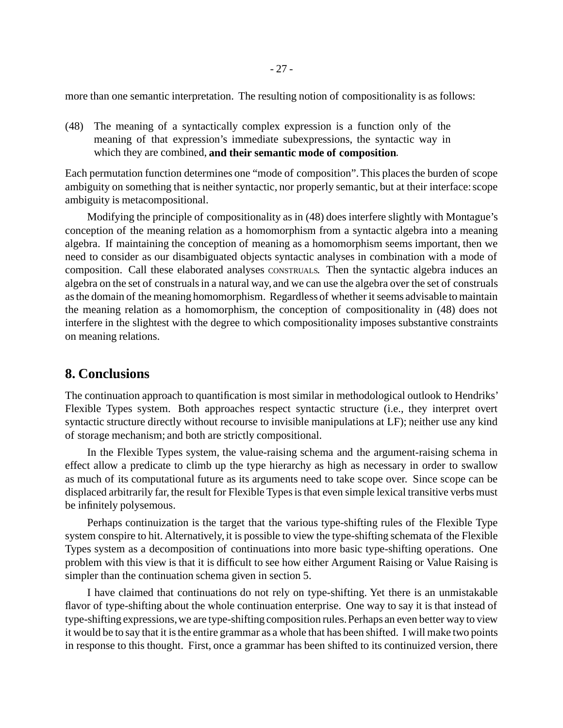more than one semantic interpretation. The resulting notion of compositionality is as follows:

(48) The meaning of a syntactically complex expression is a function only of the meaning of that expression's immediate subexpressions, the syntactic way in which they are combined, **and their semantic mode of composition**.

Each permutation function determines one "mode of composition". This places the burden of scope ambiguity on something that is neither syntactic, nor properly semantic, but at their interface: scope ambiguity is metacompositional.

Modifying the principle of compositionality as in (48) does interfere slightly with Montague's conception of the meaning relation as a homomorphism from a syntactic algebra into a meaning algebra. If maintaining the conception of meaning as a homomorphism seems important, then we need to consider as our disambiguated objects syntactic analyses in combination with a mode of composition. Call these elaborated analyses CONSTRUALS. Then the syntactic algebra induces an algebra on the set of construals in a natural way, and we can use the algebra over the set of construals as the domain of the meaning homomorphism. Regardless of whether it seems advisable to maintain the meaning relation as a homomorphism, the conception of compositionality in (48) does not interfere in the slightest with the degree to which compositionality imposes substantive constraints on meaning relations.

## 8. Conclusions

The continuation approach to quantification is most similar in methodological outlook to Hendriks' Flexible Types system. Both approaches respect syntactic structure (i.e., they interpret overt syntactic structure directly without recourse to invisible manipulations at LF); neither use any kind of storage mechanism; and both are strictly compositional.

In the Flexible Types system, the value-raising schema and the argument-raising schema in effect allow a predicate to climb up the type hierarchy as high as necessary in order to swallow as much of its computational future as its arguments need to take scope over. Since scope can be displaced arbitrarily far, the result for Flexible Types is that even simple lexical transitive verbs must be infinitely polysemous.

Perhaps continuization is the target that the various type-shifting rules of the Flexible Type system conspire to hit. Alternatively, it is possible to view the type-shifting schemata of the Flexible Types system as a decomposition of continuations into more basic type-shifting operations. One problem with this view is that it is difficult to see how either Argument Raising or Value Raising is simpler than the continuation schema given in section 5.

I have claimed that continuations do not rely on type-shifting. Yet there is an unmistakable flavor of type-shifting about the whole continuation enterprise. One way to say it is that instead of type-shifting expressions, we are type-shifting composition rules. Perhaps an even better way to view it would be to say that it is the entire grammar as a whole that has been shifted. I will make two points in response to this thought. First, once a grammar has been shifted to its continuized version, there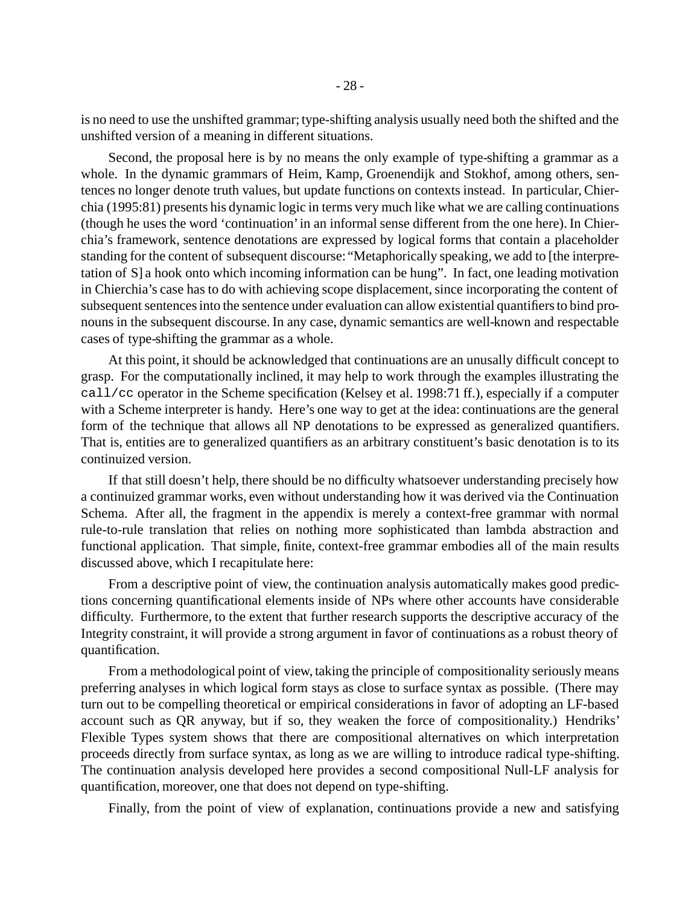is no need to use the unshifted grammar; type-shifting analysis usually need both the shifted and the unshifted version of a meaning in different situations.

Second, the proposal here is by no means the only example of type-shifting a grammar as a whole. In the dynamic grammars of Heim, Kamp, Groenendijk and Stokhof, among others, sentences no longer denote truth values, but update functions on contexts instead. In particular, Chierchia (1995:81) presents his dynamic logic in terms very much like what we are calling continuations (though he uses the word 'continuation' in an informal sense different from the one here). In Chierchia's framework, sentence denotations are expressed by logical forms that contain a placeholder standing for the content of subsequent discourse: "Metaphorically speaking, we add to [the interpretation of S] a hook onto which incoming information can be hung". In fact, one leading motivation in Chierchia's case has to do with achieving scope displacement, since incorporating the content of subsequent sentences into the sentence under evaluation can allow existential quantifiers to bind pronouns in the subsequent discourse. In any case, dynamic semantics are well-known and respectable cases of type-shifting the grammar as a whole.

At this point, it should be acknowledged that continuations are an unusally difficult concept to grasp. For the computationally inclined, it may help to work through the examples illustrating the `call/cc` operator in the Scheme specification (Kelsey et al. 1998:71 ff.), especially if a computer with a Scheme interpreter is handy. Here's one way to get at the idea: continuations are the general form of the technique that allows all NP denotations to be expressed as generalized quantifiers. That is, entities are to generalized quantifiers as an arbitrary constituent's basic denotation is to its continuized version.

If that still doesn't help, there should be no difficulty whatsoever understanding precisely how a continuized grammar works, even without understanding how it was derived via the Continuation Schema. After all, the fragment in the appendix is merely a context-free grammar with normal rule-to-rule translation that relies on nothing more sophisticated than lambda abstraction and functional application. That simple, finite, context-free grammar embodies all of the main results discussed above, which I recapitulate here:

From a descriptive point of view, the continuation analysis automatically makes good predictions concerning quantificational elements inside of NPs where other accounts have considerable difficulty. Furthermore, to the extent that further research supports the descriptive accuracy of the Integrity constraint, it will provide a strong argument in favor of continuations as a robust theory of quantification.

From a methodological point of view, taking the principle of compositionality seriously means preferring analyses in which logical form stays as close to surface syntax as possible. (There may turn out to be compelling theoretical or empirical considerations in favor of adopting an LF-based account such as QR anyway, but if so, they weaken the force of compositionality.) Hendriks' Flexible Types system shows that there are compositional alternatives on which interpretation proceeds directly from surface syntax, as long as we are willing to introduce radical type-shifting. The continuation analysis developed here provides a second compositional Null-LF analysis for quantification, moreover, one that does not depend on type-shifting.

Finally, from the point of view of explanation, continuations provide a new and satisfying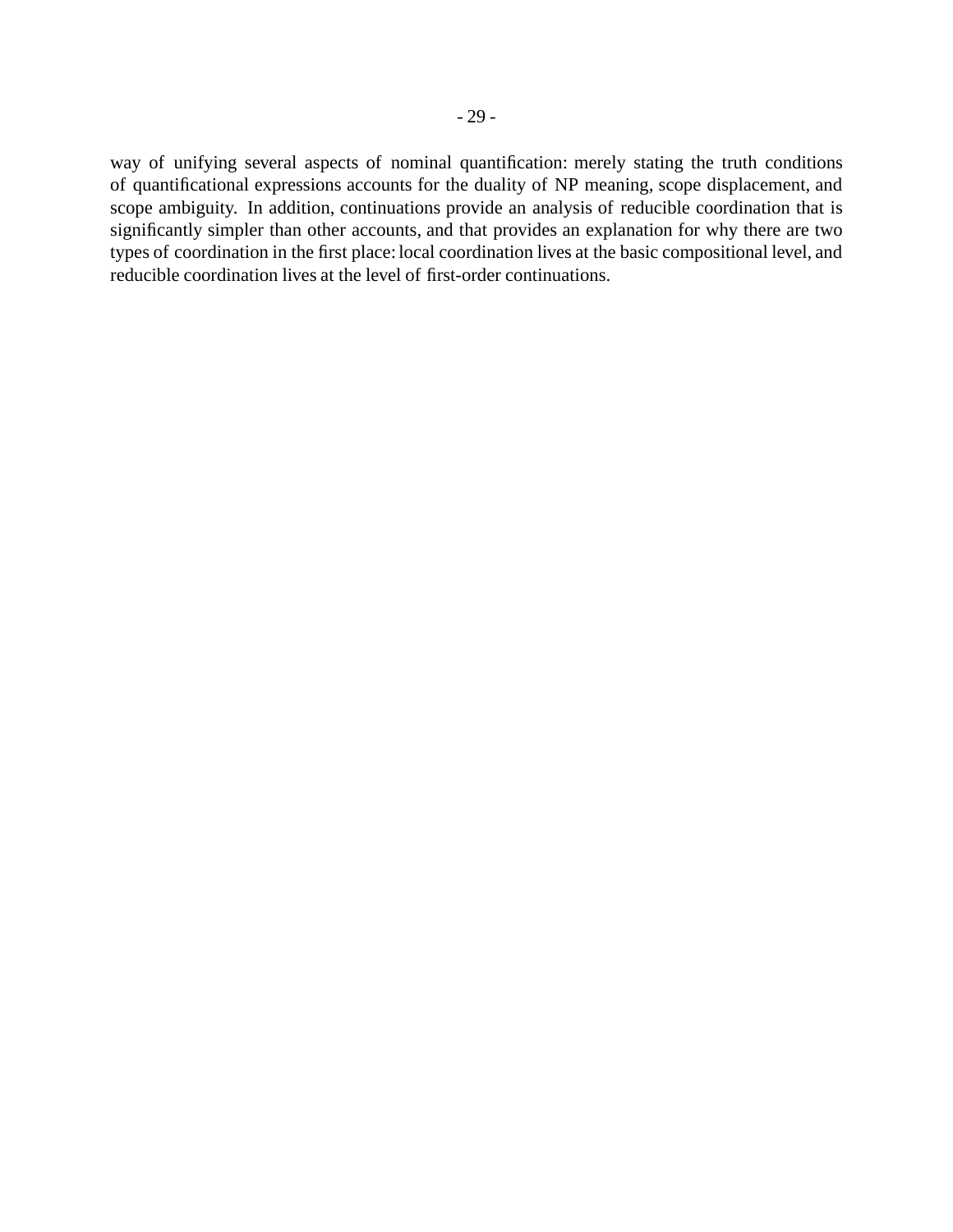way of unifying several aspects of nominal quantification: merely stating the truth conditions of quantificational expressions accounts for the duality of NP meaning, scope displacement, and scope ambiguity. In addition, continuations provide an analysis of reducible coordination that is significantly simpler than other accounts, and that provides an explanation for why there are two types of coordination in the first place: local coordination lives at the basic compositional level, and reducible coordination lives at the level of first-order continuations.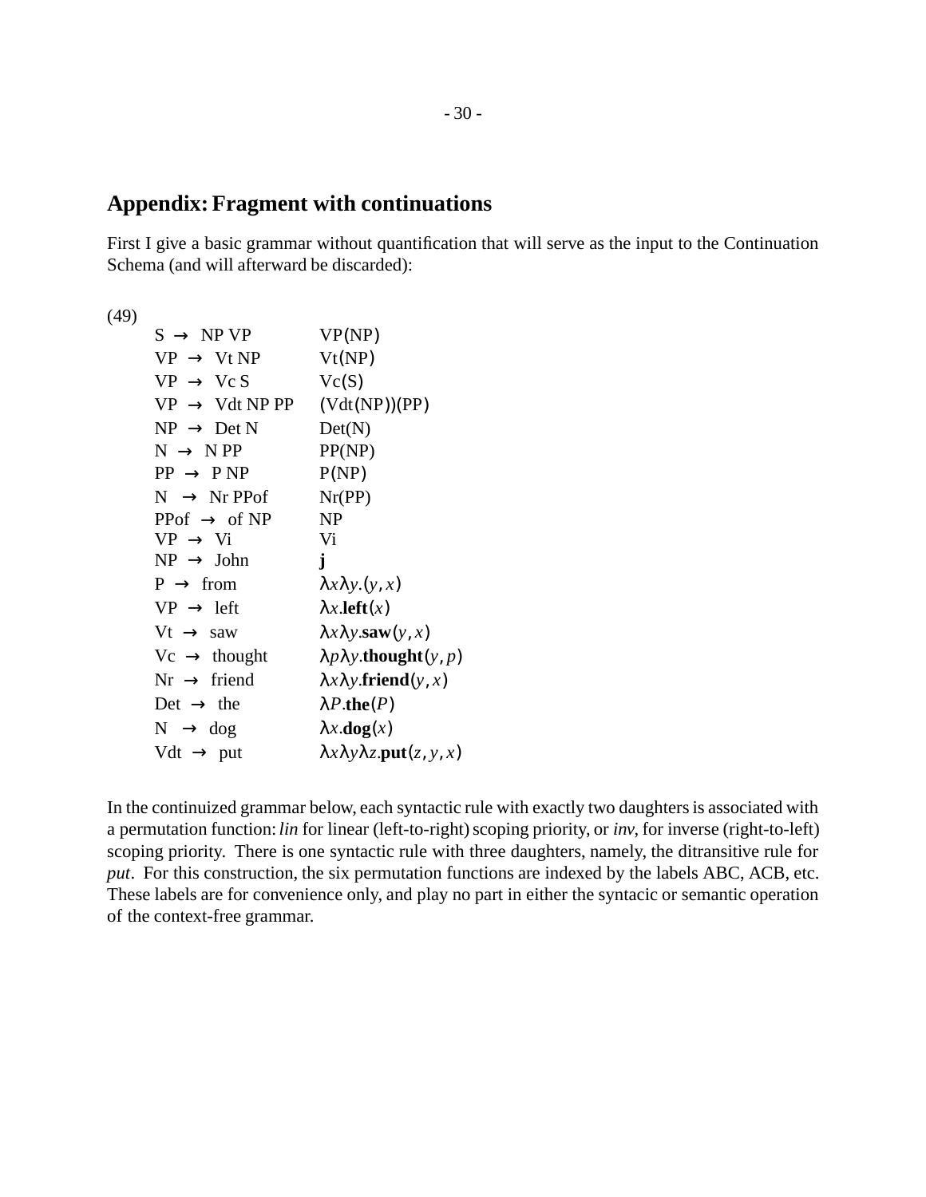## Appendix: Fragment with continuations

First I give a basic grammar without quantification that will serve as the input to the Continuation Schema (and will afterward be discarded):

(49)

| | |
|---|---|
| S → NP VP | VP(NP) |
| VP → Vt NP | Vt(NP) |
| VP → Vc S | Vc(S) |
| VP → Vdt NP PP | (Vdt(NP))(PP) |
| NP → Det N | Det(N) |
| N → N PP | PP(NP) |
| PP → P NP | P(NP) |
| N → Nr PPof | Nr(PP) |
| PPof → of NP | NP |
| VP → Vi | Vi |
| NP → John | **j** |
| P → from | $\lambda x \lambda y.(y, x)$ |
| VP → left | $\lambda x.\mathbf{left}(x)$ |
| Vt → saw | $\lambda x \lambda y.\mathbf{saw}(y, x)$ |
| Vc → thought | $\lambda p \lambda y.\mathbf{thought}(y, p)$ |
| Nr → friend | $\lambda x \lambda y.\mathbf{friend}(y, x)$ |
| Det → the | $\lambda P.\mathbf{the}(P)$ |
| N → dog | $\lambda x.\mathbf{dog}(x)$ |
| Vdt → put | $\lambda x \lambda y \lambda z.\mathbf{put}(z, y, x)$ |

In the continuized grammar below, each syntactic rule with exactly two daughters is associated with a permutation function: *lin* for linear (left-to-right) scoping priority, or *inv*, for inverse (right-to-left) scoping priority. There is one syntactic rule with three daughters, namely, the ditransitive rule for *put*. For this construction, the six permutation functions are indexed by the labels ABC, ACB, etc. These labels are for convenience only, and play no part in either the syntacic or semantic operation of the context-free grammar.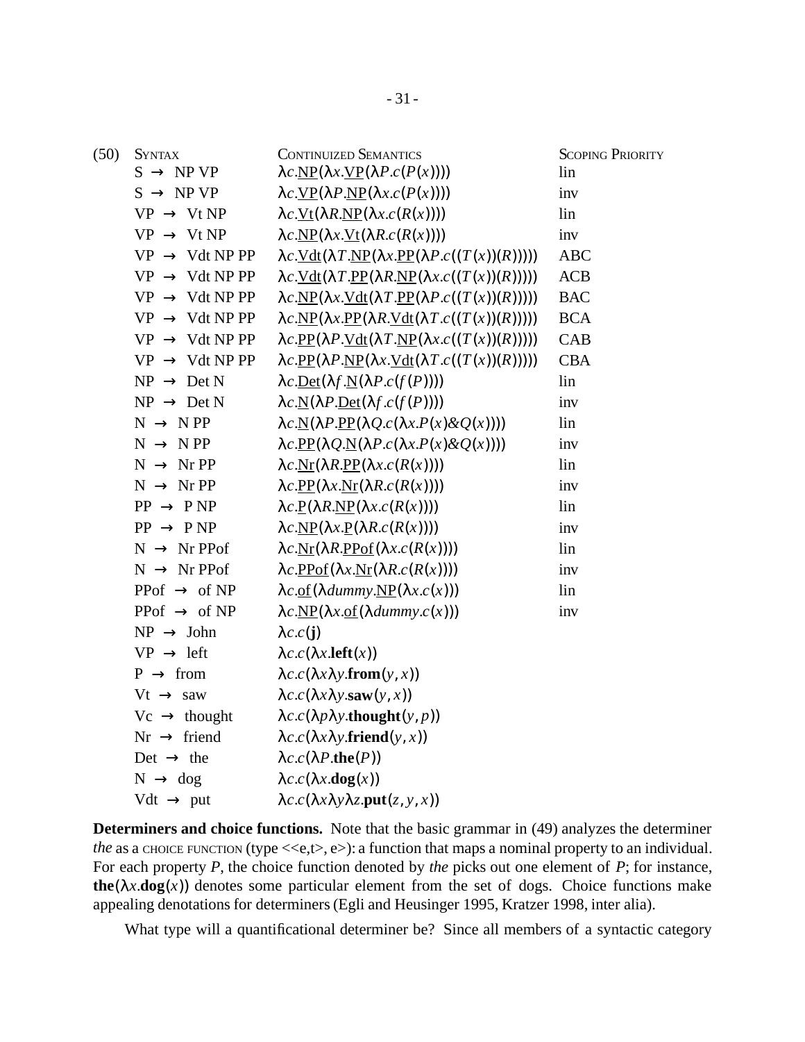(50)

| SYNTAX | CONTINUIZED SEMANTICS | SCOPING PRIORITY |
|---|---|---|
| S → NP VP | $\lambda c.\underline{\text{NP}}(\lambda x.\underline{\text{VP}}(\lambda P.c(P(x))))$ | lin |
| S → NP VP | $\lambda c.\underline{\text{VP}}(\lambda P.\underline{\text{NP}}(\lambda x.c(P(x))))$ | inv |
| VP → Vt NP | $\lambda c.\underline{\text{Vt}}(\lambda R.\underline{\text{NP}}(\lambda x.c(R(x))))$ | lin |
| VP → Vt NP | $\lambda c.\underline{\text{NP}}(\lambda x.\underline{\text{Vt}}(\lambda R.c(R(x))))$ | inv |
| VP → Vdt NP PP | $\lambda c.\underline{\text{Vdt}}(\lambda T.\underline{\text{NP}}(\lambda x.\underline{\text{PP}}(\lambda P.c((T(x))(R)))))$ | ABC |
| VP → Vdt NP PP | $\lambda c.\underline{\text{Vdt}}(\lambda T.\underline{\text{PP}}(\lambda R.\underline{\text{NP}}(\lambda x.c((T(x))(R)))))$ | ACB |
| VP → Vdt NP PP | $\lambda c.\underline{\text{NP}}(\lambda x.\underline{\text{Vdt}}(\lambda T.\underline{\text{PP}}(\lambda P.c((T(x))(R)))))$ | BAC |
| VP → Vdt NP PP | $\lambda c.\underline{\text{NP}}(\lambda x.\underline{\text{PP}}(\lambda R.\underline{\text{Vdt}}(\lambda T.c((T(x))(R)))))$ | BCA |
| VP → Vdt NP PP | $\lambda c.\underline{\text{PP}}(\lambda P.\underline{\text{Vdt}}(\lambda T.\underline{\text{NP}}(\lambda x.c((T(x))(R)))))$ | CAB |
| VP → Vdt NP PP | $\lambda c.\underline{\text{PP}}(\lambda P.\underline{\text{NP}}(\lambda x.\underline{\text{Vdt}}(\lambda T.c((T(x))(R)))))$ | CBA |
| NP → Det N | $\lambda c.\underline{\text{Det}}(\lambda f.\underline{\text{N}}(\lambda P.c(f(P))))$ | lin |
| NP → Det N | $\lambda c.\underline{\text{N}}(\lambda P.\underline{\text{Det}}(\lambda f.c(f(P))))$ | inv |
| N → N PP | $\lambda c.\underline{\text{N}}(\lambda P.\underline{\text{PP}}(\lambda Q.c(\lambda x.P(x)\&Q(x))))$ | lin |
| N → N PP | $\lambda c.\underline{\text{PP}}(\lambda Q.\underline{\text{N}}(\lambda P.c(\lambda x.P(x)\&Q(x))))$ | inv |
| N → Nr PP | $\lambda c.\underline{\text{Nr}}(\lambda R.\underline{\text{PP}}(\lambda x.c(R(x))))$ | lin |
| N → Nr PP | $\lambda c.\underline{\text{PP}}(\lambda x.\underline{\text{Nr}}(\lambda R.c(R(x))))$ | inv |
| PP → P NP | $\lambda c.\underline{\text{P}}(\lambda R.\underline{\text{NP}}(\lambda x.c(R(x))))$ | lin |
| PP → P NP | $\lambda c.\underline{\text{NP}}(\lambda x.\underline{\text{P}}(\lambda R.c(R(x))))$ | inv |
| N → Nr PPof | $\lambda c.\underline{\text{Nr}}(\lambda R.\underline{\text{PPof}}(\lambda x.c(R(x))))$ | lin |
| N → Nr PPof | $\lambda c.\underline{\text{PPof}}(\lambda x.\underline{\text{Nr}}(\lambda R.c(R(x))))$ | inv |
| PPof → of NP | $\lambda c.\underline{\text{of}}(\lambda dummy.\underline{\text{NP}}(\lambda x.c(x)))$ | lin |
| PPof → of NP | $\lambda c.\underline{\text{NP}}(\lambda x.\underline{\text{of}}(\lambda dummy.c(x)))$ | inv |
| NP → John | $\lambda c.c(\mathbf{j})$ | |
| VP → left | $\lambda c.c(\lambda x.\mathbf{left}(x))$ | |
| P → from | $\lambda c.c(\lambda x\lambda y.\mathbf{from}(y,x))$ | |
| Vt → saw | $\lambda c.c(\lambda x\lambda y.\mathbf{saw}(y,x))$ | |
| Vc → thought | $\lambda c.c(\lambda p\lambda y.\mathbf{thought}(y,p))$ | |
| Nr → friend | $\lambda c.c(\lambda x\lambda y.\mathbf{friend}(y,x))$ | |
| Det → the | $\lambda c.c(\lambda P.\mathbf{the}(P))$ | |
| N → dog | $\lambda c.c(\lambda x.\mathbf{dog}(x))$ | |
| Vdt → put | $\lambda c.c(\lambda x\lambda y\lambda z.\mathbf{put}(z,y,x))$ | |

**Determiners and choice functions.** Note that the basic grammar in (49) analyzes the determiner *the* as a CHOICE FUNCTION (type <<e,t>, e>): a function that maps a nominal property to an individual. For each property $P$, the choice function denoted by *the* picks out one element of $P$; for instance, $\mathbf{the}(\lambda x.\mathbf{dog}(x))$ denotes some particular element from the set of dogs. Choice functions make appealing denotations for determiners (Egli and Heusinger 1995, Kratzer 1998, inter alia).

What type will a quantificational determiner be? Since all members of a syntactic category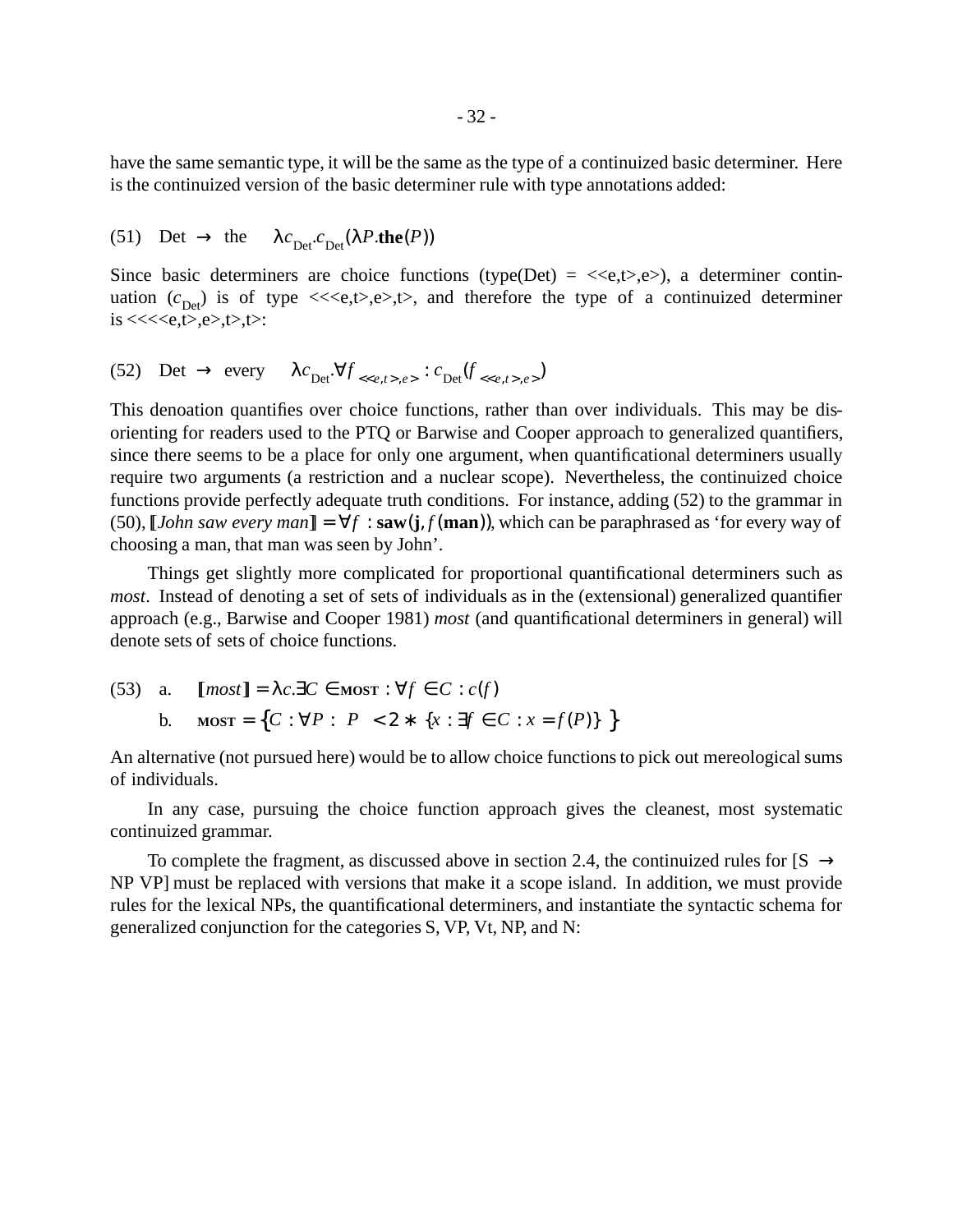have the same semantic type, it will be the same as the type of a continuized basic determiner. Here is the continuized version of the basic determiner rule with type annotations added:

(51) Det → the $\lambda c_{\text{Det}}.c_{\text{Det}}(\lambda P.\mathbf{the}(P))$

Since basic determiners are choice functions (type(Det) = <<e,t>,e>), a determiner continuation ($c_{\text{Det}}$) is of type <<<e,t>,e>,t>, and therefore the type of a continuized determiner is <<<<e,t>,e>,t>,t>:

(52) Det → every $\lambda c_{\text{Det}}.\forall f_{<<e,t>,e>} : c_{\text{Det}}(f_{<<e,t>,e>})$

This denoation quantifies over choice functions, rather than over individuals. This may be disorienting for readers used to the PTQ or Barwise and Cooper approach to generalized quantifiers, since there seems to be a place for only one argument, when quantificational determiners usually require two arguments (a restriction and a nuclear scope). Nevertheless, the continuized choice functions provide perfectly adequate truth conditions. For instance, adding (52) to the grammar in (50), $[\![\textit{John saw every man}]\!] = \forall f : \mathbf{saw}(\mathbf{j}, f(\mathbf{man}))$, which can be paraphrased as 'for every way of choosing a man, that man was seen by John'.

Things get slightly more complicated for proportional quantificational determiners such as *most*. Instead of denoting a set of sets of individuals as in the (extensional) generalized quantifier approach (e.g., Barwise and Cooper 1981) *most* (and quantificational determiners in general) will denote sets of sets of choice functions.

(53) a. $[\![\textit{most}]\!] = \lambda c.\exists C \in \textsc{most} : \forall f \in C : c(f)$

b. $\textsc{most} = \{C : \forall P : |P| < 2 * |\{x : \exists f \in C : x = f(P)\}|\}$

An alternative (not pursued here) would be to allow choice functions to pick out mereological sums of individuals.

In any case, pursuing the choice function approach gives the cleanest, most systematic continuized grammar.

To complete the fragment, as discussed above in section 2.4, the continuized rules for [S → NP VP] must be replaced with versions that make it a scope island. In addition, we must provide rules for the lexical NPs, the quantificational determiners, and instantiate the syntactic schema for generalized conjunction for the categories S, VP, Vt, NP, and N: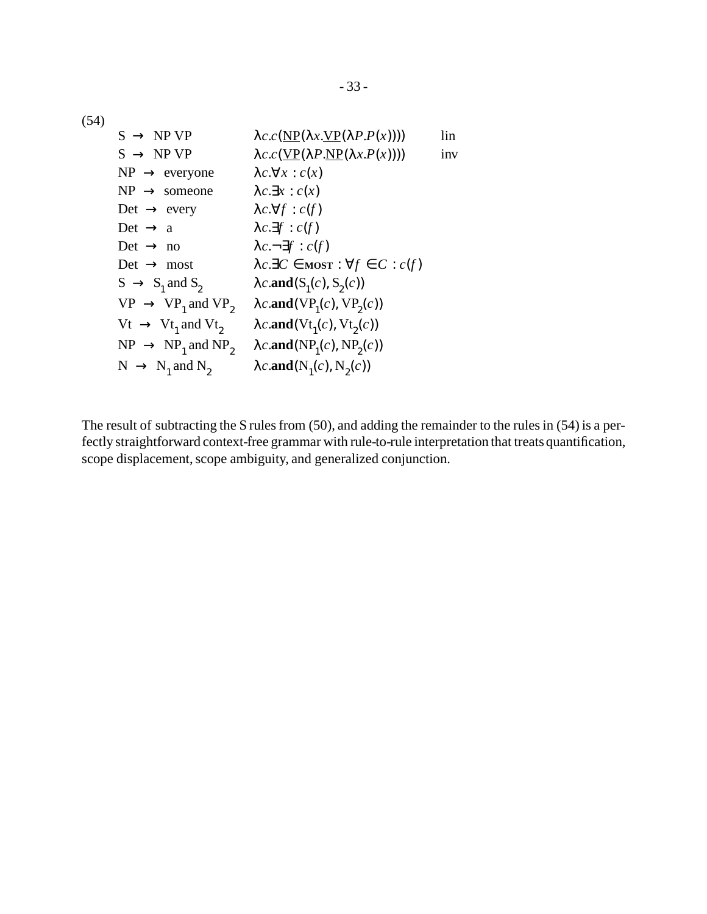(54)

| | | |
|---|---|---|
| S → NP VP | $\lambda c.c(\underline{\text{NP}}(\lambda x.\underline{\text{VP}}(\lambda P.P(x))))$ | lin |
| S → NP VP | $\lambda c.c(\underline{\text{VP}}(\lambda P.\underline{\text{NP}}(\lambda x.P(x))))$ | inv |
| NP → everyone | $\lambda c.\forall x : c(x)$ | |
| NP → someone | $\lambda c.\exists x : c(x)$ | |
| Det → every | $\lambda c.\forall f : c(f)$ | |
| Det → a | $\lambda c.\exists f : c(f)$ | |
| Det → no | $\lambda c.\neg\exists f : c(f)$ | |
| Det → most | $\lambda c.\exists C \in \textsc{most} : \forall f \in C : c(f)$ | |
| S → $\text{S}_1$ and $\text{S}_2$ | $\lambda c.\textbf{and}(\text{S}_1(c), \text{S}_2(c))$ | |
| VP → $\text{VP}_1$ and $\text{VP}_2$ | $\lambda c.\textbf{and}(\text{VP}_1(c), \text{VP}_2(c))$ | |
| Vt → $\text{Vt}_1$ and $\text{Vt}_2$ | $\lambda c.\textbf{and}(\text{Vt}_1(c), \text{Vt}_2(c))$ | |
| NP → $\text{NP}_1$ and $\text{NP}_2$ | $\lambda c.\textbf{and}(\text{NP}_1(c), \text{NP}_2(c))$ | |
| N → $\text{N}_1$ and $\text{N}_2$ | $\lambda c.\textbf{and}(\text{N}_1(c), \text{N}_2(c))$ | |

The result of subtracting the S rules from (50), and adding the remainder to the rules in (54) is a perfectly straightforward context-free grammar with rule-to-rule interpretation that treats quantification, scope displacement, scope ambiguity, and generalized conjunction.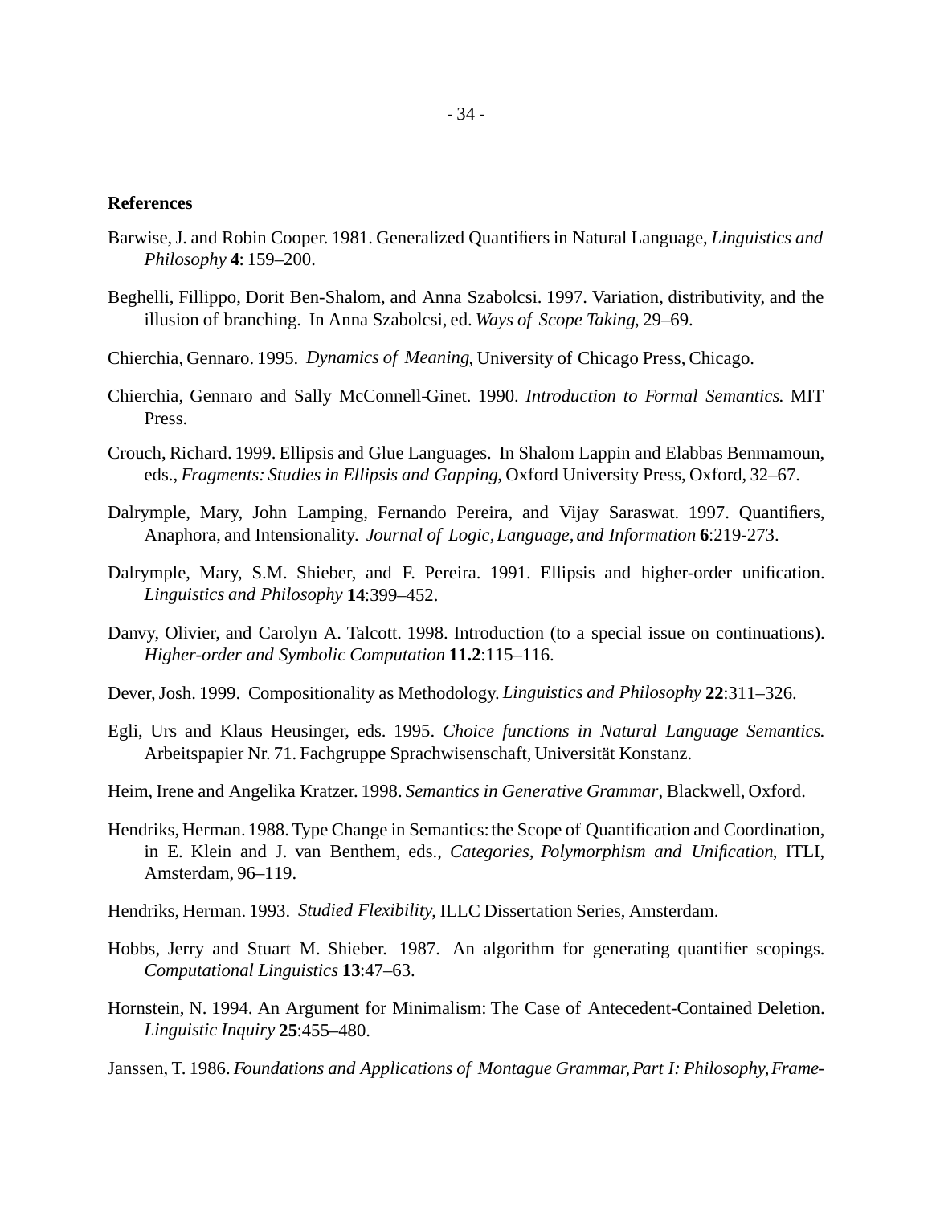## References

Barwise, J. and Robin Cooper. 1981. Generalized Quantifiers in Natural Language, *Linguistics and Philosophy* **4**: 159–200.

Beghelli, Fillippo, Dorit Ben-Shalom, and Anna Szabolcsi. 1997. Variation, distributivity, and the illusion of branching. In Anna Szabolcsi, ed. *Ways of Scope Taking*, 29–69.

Chierchia, Gennaro. 1995. *Dynamics of Meaning*, University of Chicago Press, Chicago.

Chierchia, Gennaro and Sally McConnell-Ginet. 1990. *Introduction to Formal Semantics.* MIT Press.

Crouch, Richard. 1999. Ellipsis and Glue Languages. In Shalom Lappin and Elabbas Benmamoun, eds., *Fragments: Studies in Ellipsis and Gapping*, Oxford University Press, Oxford, 32–67.

Dalrymple, Mary, John Lamping, Fernando Pereira, and Vijay Saraswat. 1997. Quantifiers, Anaphora, and Intensionality. *Journal of Logic, Language, and Information* **6**:219-273.

Dalrymple, Mary, S.M. Shieber, and F. Pereira. 1991. Ellipsis and higher-order unification. *Linguistics and Philosophy* **14**:399–452.

Danvy, Olivier, and Carolyn A. Talcott. 1998. Introduction (to a special issue on continuations). *Higher-order and Symbolic Computation* **11.2**:115–116.

Dever, Josh. 1999. Compositionality as Methodology. *Linguistics and Philosophy* **22**:311–326.

Egli, Urs and Klaus Heusinger, eds. 1995. *Choice functions in Natural Language Semantics.* Arbeitspapier Nr. 71. Fachgruppe Sprachwisenschaft, Universität Konstanz.

Heim, Irene and Angelika Kratzer. 1998. *Semantics in Generative Grammar*, Blackwell, Oxford.

Hendriks, Herman. 1988. Type Change in Semantics: the Scope of Quantification and Coordination, in E. Klein and J. van Benthem, eds., *Categories, Polymorphism and Unification*, ITLI, Amsterdam, 96–119.

Hendriks, Herman. 1993. *Studied Flexibility*, ILLC Dissertation Series, Amsterdam.

Hobbs, Jerry and Stuart M. Shieber. 1987. An algorithm for generating quantifier scopings. *Computational Linguistics* **13**:47–63.

Hornstein, N. 1994. An Argument for Minimalism: The Case of Antecedent-Contained Deletion. *Linguistic Inquiry* **25**:455–480.

Janssen, T. 1986. *Foundations and Applications of Montague Grammar, Part I: Philosophy, Frame-*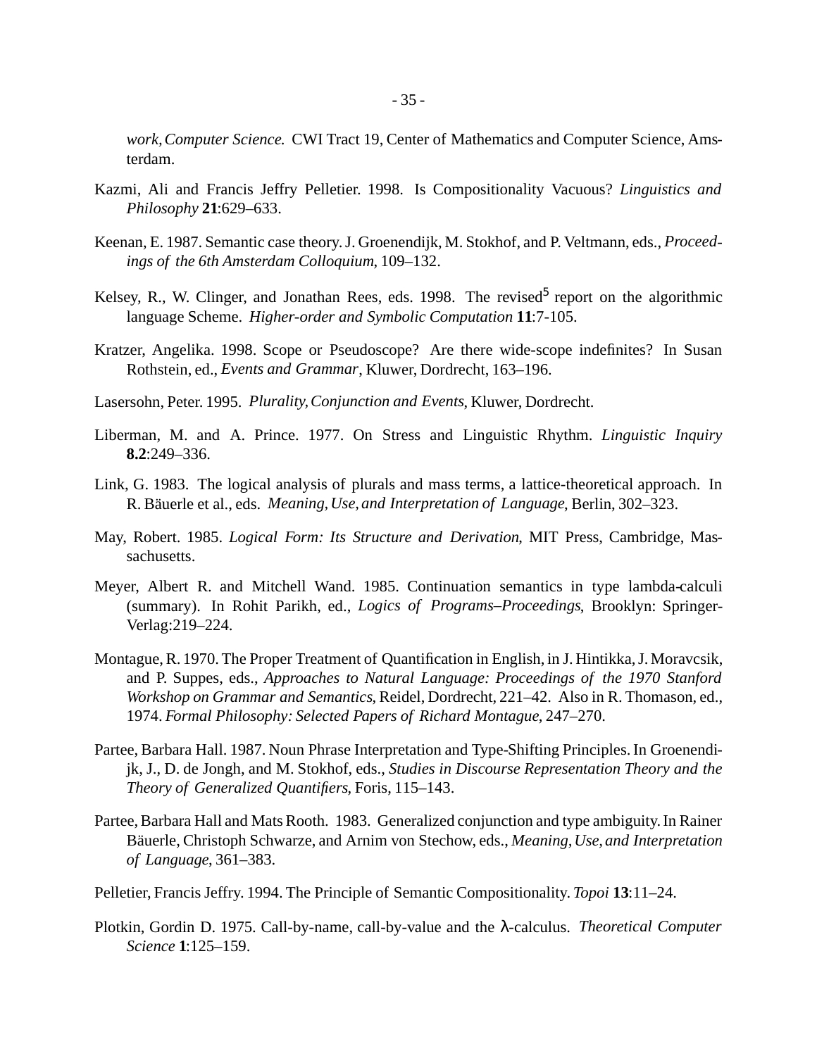*work, Computer Science.* CWI Tract 19, Center of Mathematics and Computer Science, Amsterdam.

Kazmi, Ali and Francis Jeffry Pelletier. 1998. Is Compositionality Vacuous? *Linguistics and Philosophy* **21**:629–633.

Keenan, E. 1987. Semantic case theory. J. Groenendijk, M. Stokhof, and P. Veltmann, eds., *Proceedings of the 6th Amsterdam Colloquium*, 109–132.

Kelsey, R., W. Clinger, and Jonathan Rees, eds. 1998. The revised$^5$ report on the algorithmic language Scheme. *Higher-order and Symbolic Computation* **11**:7-105.

Kratzer, Angelika. 1998. Scope or Pseudoscope? Are there wide-scope indefinites? In Susan Rothstein, ed., *Events and Grammar*, Kluwer, Dordrecht, 163–196.

Lasersohn, Peter. 1995. *Plurality, Conjunction and Events*, Kluwer, Dordrecht.

Liberman, M. and A. Prince. 1977. On Stress and Linguistic Rhythm. *Linguistic Inquiry* **8.2**:249–336.

Link, G. 1983. The logical analysis of plurals and mass terms, a lattice-theoretical approach. In R. Bäuerle et al., eds. *Meaning, Use, and Interpretation of Language*, Berlin, 302–323.

May, Robert. 1985. *Logical Form: Its Structure and Derivation*, MIT Press, Cambridge, Massachusetts.

Meyer, Albert R. and Mitchell Wand. 1985. Continuation semantics in type lambda-calculi (summary). In Rohit Parikh, ed., *Logics of Programs–Proceedings*, Brooklyn: Springer-Verlag:219–224.

Montague, R. 1970. The Proper Treatment of Quantification in English, in J. Hintikka, J. Moravcsik, and P. Suppes, eds., *Approaches to Natural Language: Proceedings of the 1970 Stanford Workshop on Grammar and Semantics*, Reidel, Dordrecht, 221–42. Also in R. Thomason, ed., 1974. *Formal Philosophy: Selected Papers of Richard Montague*, 247–270.

Partee, Barbara Hall. 1987. Noun Phrase Interpretation and Type-Shifting Principles. In Groenendijk, J., D. de Jongh, and M. Stokhof, eds., *Studies in Discourse Representation Theory and the Theory of Generalized Quantifiers*, Foris, 115–143.

Partee, Barbara Hall and Mats Rooth. 1983. Generalized conjunction and type ambiguity. In Rainer Bäuerle, Christoph Schwarze, and Arnim von Stechow, eds., *Meaning, Use, and Interpretation of Language*, 361–383.

Pelletier, Francis Jeffry. 1994. The Principle of Semantic Compositionality. *Topoi* **13**:11–24.

Plotkin, Gordin D. 1975. Call-by-name, call-by-value and the λ-calculus. *Theoretical Computer Science* **1**:125–159.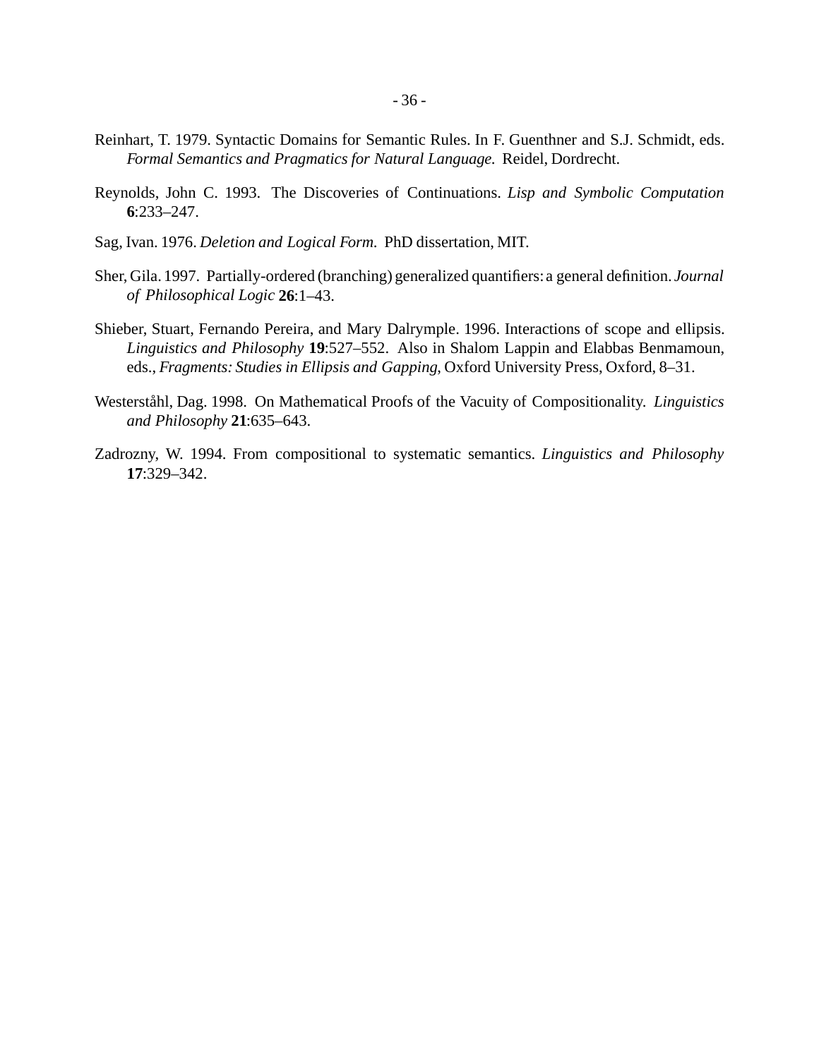Reinhart, T. 1979. Syntactic Domains for Semantic Rules. In F. Guenthner and S.J. Schmidt, eds. *Formal Semantics and Pragmatics for Natural Language.* Reidel, Dordrecht.

Reynolds, John C. 1993. The Discoveries of Continuations. *Lisp and Symbolic Computation* **6**:233–247.

Sag, Ivan. 1976. *Deletion and Logical Form.* PhD dissertation, MIT.

Sher, Gila. 1997. Partially-ordered (branching) generalized quantifiers: a general definition. *Journal of Philosophical Logic* **26**:1–43.

Shieber, Stuart, Fernando Pereira, and Mary Dalrymple. 1996. Interactions of scope and ellipsis. *Linguistics and Philosophy* **19**:527–552. Also in Shalom Lappin and Elabbas Benmamoun, eds., *Fragments: Studies in Ellipsis and Gapping*, Oxford University Press, Oxford, 8–31.

Westerståhl, Dag. 1998. On Mathematical Proofs of the Vacuity of Compositionality. *Linguistics and Philosophy* **21**:635–643.

Zadrozny, W. 1994. From compositional to systematic semantics. *Linguistics and Philosophy* **17**:329–342.